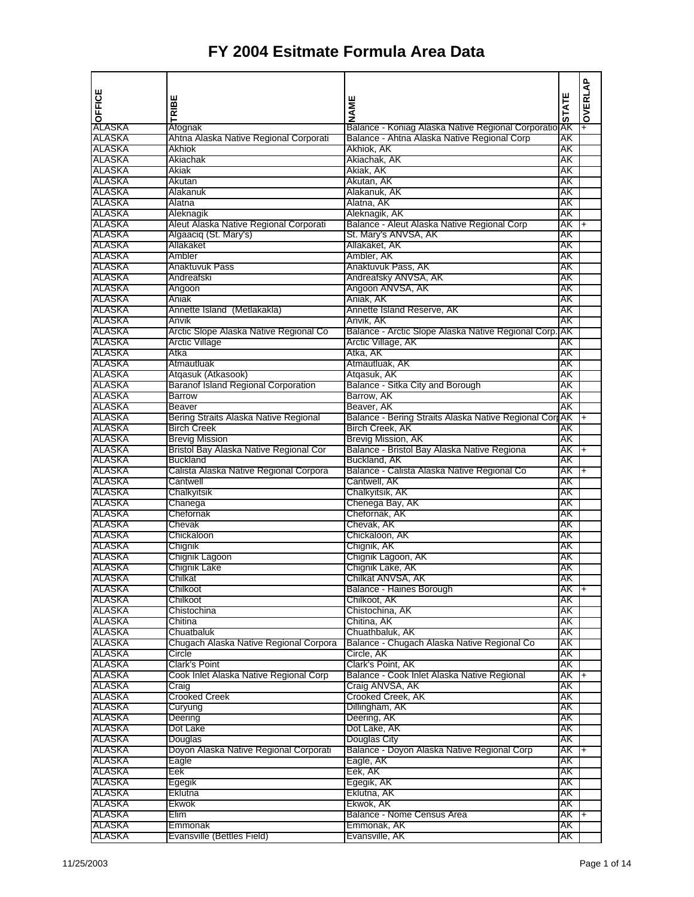# FY 2004 Esitmate Formula Area Data

| OFFICE | TRIBE | NAME | STATE | OVERLAP |
|---|---|---|---|---|
| ALASKA | Afognak | Balance - Koniag Alaska Native Regional Corporatio | AK | + |
| ALASKA | Ahtna Alaska Native Regional Corporati | Balance - Ahtna Alaska Native Regional Corp | AK | |
| ALASKA | Akhiok | Akhiok, AK | AK | |
| ALASKA | Akiachak | Akiachak, AK | AK | |
| ALASKA | Akiak | Akiak, AK | AK | |
| ALASKA | Akutan | Akutan, AK | AK | |
| ALASKA | Alakanuk | Alakanuk, AK | AK | |
| ALASKA | Alatna | Alatna, AK | AK | |
| ALASKA | Aleknagik | Aleknagik, AK | AK | |
| ALASKA | Aleut Alaska Native Regional Corporati | Balance - Aleut Alaska Native Regional Corp | AK | + |
| ALASKA | Algaaciq (St. Mary's) | St. Mary's ANVSA, AK | AK | |
| ALASKA | Allakaket | Allakaket, AK | AK | |
| ALASKA | Ambler | Ambler, AK | AK | |
| ALASKA | Anaktuvuk Pass | Anaktuvuk Pass, AK | AK | |
| ALASKA | Andreafski | Andreafsky ANVSA, AK | AK | |
| ALASKA | Angoon | Angoon ANVSA, AK | AK | |
| ALASKA | Aniak | Aniak, AK | AK | |
| ALASKA | Annette Island  (Metlakakla) | Annette Island Reserve, AK | AK | |
| ALASKA | Anvik | Anvik, AK | AK | |
| ALASKA | Arctic Slope Alaska Native Regional Co | Balance - Arctic Slope Alaska Native Regional Corp. | AK | |
| ALASKA | Arctic Village | Arctic Village, AK | AK | |
| ALASKA | Atka | Atka, AK | AK | |
| ALASKA | Atmautluak | Atmautluak, AK | AK | |
| ALASKA | Atqasuk (Atkasook) | Atqasuk, AK | AK | |
| ALASKA | Baranof Island Regional Corporation | Balance - Sitka City and Borough | AK | |
| ALASKA | Barrow | Barrow, AK | AK | |
| ALASKA | Beaver | Beaver, AK | AK | |
| ALASKA | Bering Straits Alaska Native Regional | Balance - Bering Straits Alaska Native Regional Cor | AK | + |
| ALASKA | Birch Creek | Birch Creek, AK | AK | |
| ALASKA | Brevig Mission | Brevig Mission, AK | AK | |
| ALASKA | Bristol Bay Alaska Native Regional Cor | Balance - Bristol Bay Alaska Native Regiona | AK | + |
| ALASKA | Buckland | Buckland, AK | AK | |
| ALASKA | Calista Alaska Native Regional Corpora | Balance - Calista Alaska Native Regional Co | AK | + |
| ALASKA | Cantwell | Cantwell, AK | AK | |
| ALASKA | Chalkyitsik | Chalkyitsik, AK | AK | |
| ALASKA | Chanega | Chenega Bay, AK | AK | |
| ALASKA | Chefornak | Chefornak, AK | AK | |
| ALASKA | Chevak | Chevak, AK | AK | |
| ALASKA | Chickaloon | Chickaloon, AK | AK | |
| ALASKA | Chignik | Chignik, AK | AK | |
| ALASKA | Chignik Lagoon | Chignik Lagoon, AK | AK | |
| ALASKA | Chignik Lake | Chignik Lake, AK | AK | |
| ALASKA | Chilkat | Chilkat ANVSA, AK | AK | |
| ALASKA | Chilkoot | Balance - Haines Borough | AK | + |
| ALASKA | Chilkoot | Chilkoot, AK | AK | |
| ALASKA | Chistochina | Chistochina, AK | AK | |
| ALASKA | Chitina | Chitina, AK | AK | |
| ALASKA | Chuatbaluk | Chuathbaluk, AK | AK | |
| ALASKA | Chugach Alaska Native Regional Corpora | Balance - Chugach Alaska Native Regional Co | AK | |
| ALASKA | Circle | Circle, AK | AK | |
| ALASKA | Clark's Point | Clark's Point, AK | AK | |
| ALASKA | Cook Inlet Alaska Native Regional Corp | Balance - Cook Inlet Alaska Native Regional | AK | + |
| ALASKA | Craig | Craig ANVSA, AK | AK | |
| ALASKA | Crooked Creek | Crooked Creek, AK | AK | |
| ALASKA | Curyung | Dillingham, AK | AK | |
| ALASKA | Deering | Deering, AK | AK | |
| ALASKA | Dot Lake | Dot Lake, AK | AK | |
| ALASKA | Douglas | Douglas City | AK | |
| ALASKA | Doyon Alaska Native Regional Corporati | Balance - Doyon Alaska Native Regional Corp | AK | + |
| ALASKA | Eagle | Eagle, AK | AK | |
| ALASKA | Eek | Eek, AK | AK | |
| ALASKA | Egegik | Egegik, AK | AK | |
| ALASKA | Eklutna | Eklutna, AK | AK | |
| ALASKA | Ekwok | Ekwok, AK | AK | |
| ALASKA | Elim | Balance - Nome Census Area | AK | + |
| ALASKA | Emmonak | Emmonak, AK | AK | |
| ALASKA | Evansville (Bettles Field) | Evansville, AK | AK | |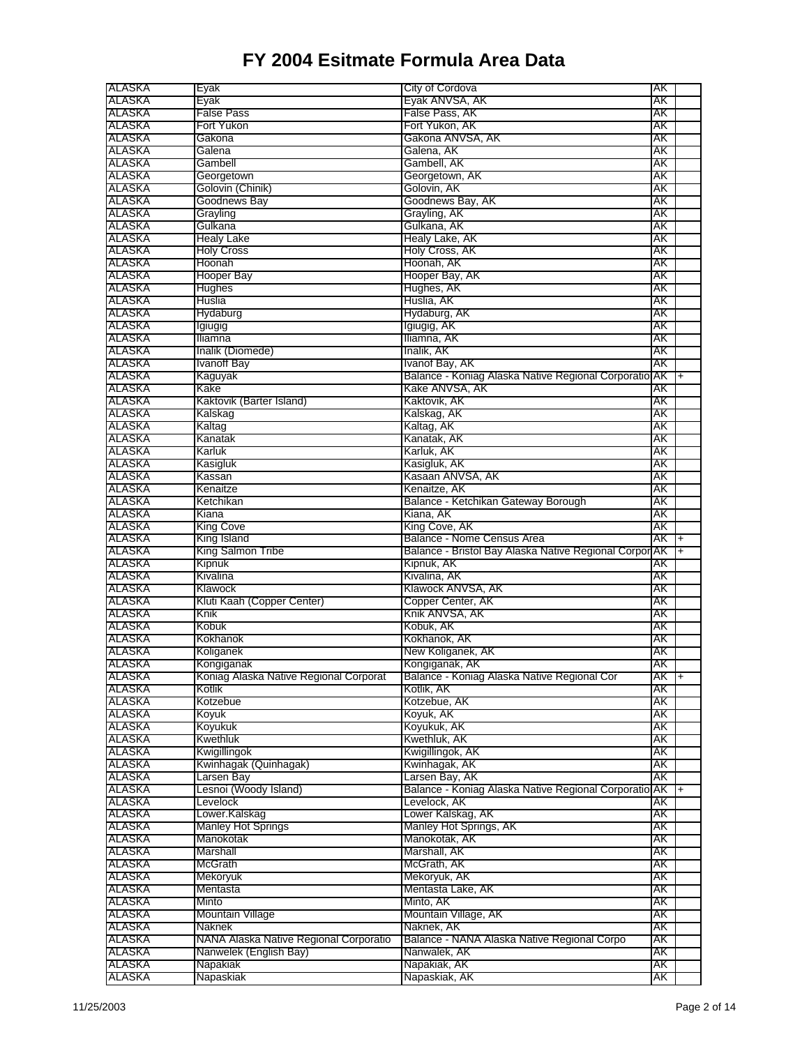# FY 2004 Esitmate Formula Area Data

| | | | | |
|---|---|---|---|---|
| ALASKA | Eyak | City of Cordova | AK | |
| ALASKA | Eyak | Eyak ANVSA, AK | AK | |
| ALASKA | False Pass | False Pass, AK | AK | |
| ALASKA | Fort Yukon | Fort Yukon, AK | AK | |
| ALASKA | Gakona | Gakona ANVSA, AK | AK | |
| ALASKA | Galena | Galena, AK | AK | |
| ALASKA | Gambell | Gambell, AK | AK | |
| ALASKA | Georgetown | Georgetown, AK | AK | |
| ALASKA | Golovin (Chinik) | Golovin, AK | AK | |
| ALASKA | Goodnews Bay | Goodnews Bay, AK | AK | |
| ALASKA | Grayling | Grayling, AK | AK | |
| ALASKA | Gulkana | Gulkana, AK | AK | |
| ALASKA | Healy Lake | Healy Lake, AK | AK | |
| ALASKA | Holy Cross | Holy Cross, AK | AK | |
| ALASKA | Hoonah | Hoonah, AK | AK | |
| ALASKA | Hooper Bay | Hooper Bay, AK | AK | |
| ALASKA | Hughes | Hughes, AK | AK | |
| ALASKA | Huslia | Huslia, AK | AK | |
| ALASKA | Hydaburg | Hydaburg, AK | AK | |
| ALASKA | Igiugig | Igiugig, AK | AK | |
| ALASKA | Iliamna | Iliamna, AK | AK | |
| ALASKA | Inalik (Diomede) | Inalik, AK | AK | |
| ALASKA | Ivanoff Bay | Ivanof Bay, AK | AK | |
| ALASKA | Kaguyak | Balance - Koniag Alaska Native Regional Corporatio | AK | + |
| ALASKA | Kake | Kake ANVSA, AK | AK | |
| ALASKA | Kaktovik (Barter Island) | Kaktovik, AK | AK | |
| ALASKA | Kalskag | Kalskag, AK | AK | |
| ALASKA | Kaltag | Kaltag, AK | AK | |
| ALASKA | Kanatak | Kanatak, AK | AK | |
| ALASKA | Karluk | Karluk, AK | AK | |
| ALASKA | Kasigluk | Kasigluk, AK | AK | |
| ALASKA | Kassan | Kasaan ANVSA, AK | AK | |
| ALASKA | Kenaitze | Kenaitze, AK | AK | |
| ALASKA | Ketchikan | Balance - Ketchikan Gateway Borough | AK | |
| ALASKA | Kiana | Kiana, AK | AK | |
| ALASKA | King Cove | King Cove, AK | AK | |
| ALASKA | King Island | Balance - Nome Census Area | AK | + |
| ALASKA | King Salmon Tribe | Balance - Bristol Bay Alaska Native Regional Corpor | AK | + |
| ALASKA | Kipnuk | Kipnuk, AK | AK | |
| ALASKA | Kivalina | Kivalina, AK | AK | |
| ALASKA | Klawock | Klawock ANVSA, AK | AK | |
| ALASKA | Kluti Kaah (Copper Center) | Copper Center, AK | AK | |
| ALASKA | Knik | Knik ANVSA, AK | AK | |
| ALASKA | Kobuk | Kobuk, AK | AK | |
| ALASKA | Kokhanok | Kokhanok, AK | AK | |
| ALASKA | Koliganek | New Koliganek, AK | AK | |
| ALASKA | Kongiganak | Kongiganak, AK | AK | |
| ALASKA | Koniag Alaska Native Regional Corporat | Balance - Koniag Alaska Native Regional Cor | AK | + |
| ALASKA | Kotlik | Kotlik, AK | AK | |
| ALASKA | Kotzebue | Kotzebue, AK | AK | |
| ALASKA | Koyuk | Koyuk, AK | AK | |
| ALASKA | Koyukuk | Koyukuk, AK | AK | |
| ALASKA | Kwethluk | Kwethluk, AK | AK | |
| ALASKA | Kwigillingok | Kwigillingok, AK | AK | |
| ALASKA | Kwinhagak (Quinhagak) | Kwinhagak, AK | AK | |
| ALASKA | Larsen Bay | Larsen Bay, AK | AK | |
| ALASKA | Lesnoi (Woody Island) | Balance - Koniag Alaska Native Regional Corporatio | AK | + |
| ALASKA | Levelock | Levelock, AK | AK | |
| ALASKA | Lower.Kalskag | Lower Kalskag, AK | AK | |
| ALASKA | Manley Hot Springs | Manley Hot Springs, AK | AK | |
| ALASKA | Manokotak | Manokotak, AK | AK | |
| ALASKA | Marshall | Marshall, AK | AK | |
| ALASKA | McGrath | McGrath, AK | AK | |
| ALASKA | Mekoryuk | Mekoryuk, AK | AK | |
| ALASKA | Mentasta | Mentasta Lake, AK | AK | |
| ALASKA | Minto | Minto, AK | AK | |
| ALASKA | Mountain Village | Mountain Village, AK | AK | |
| ALASKA | Naknek | Naknek, AK | AK | |
| ALASKA | NANA Alaska Native Regional Corporatio | Balance - NANA Alaska Native Regional Corpo | AK | |
| ALASKA | Nanwelek (English Bay) | Nanwalek, AK | AK | |
| ALASKA | Napakiak | Napakiak, AK | AK | |
| ALASKA | Napaskiak | Napaskiak, AK | AK | |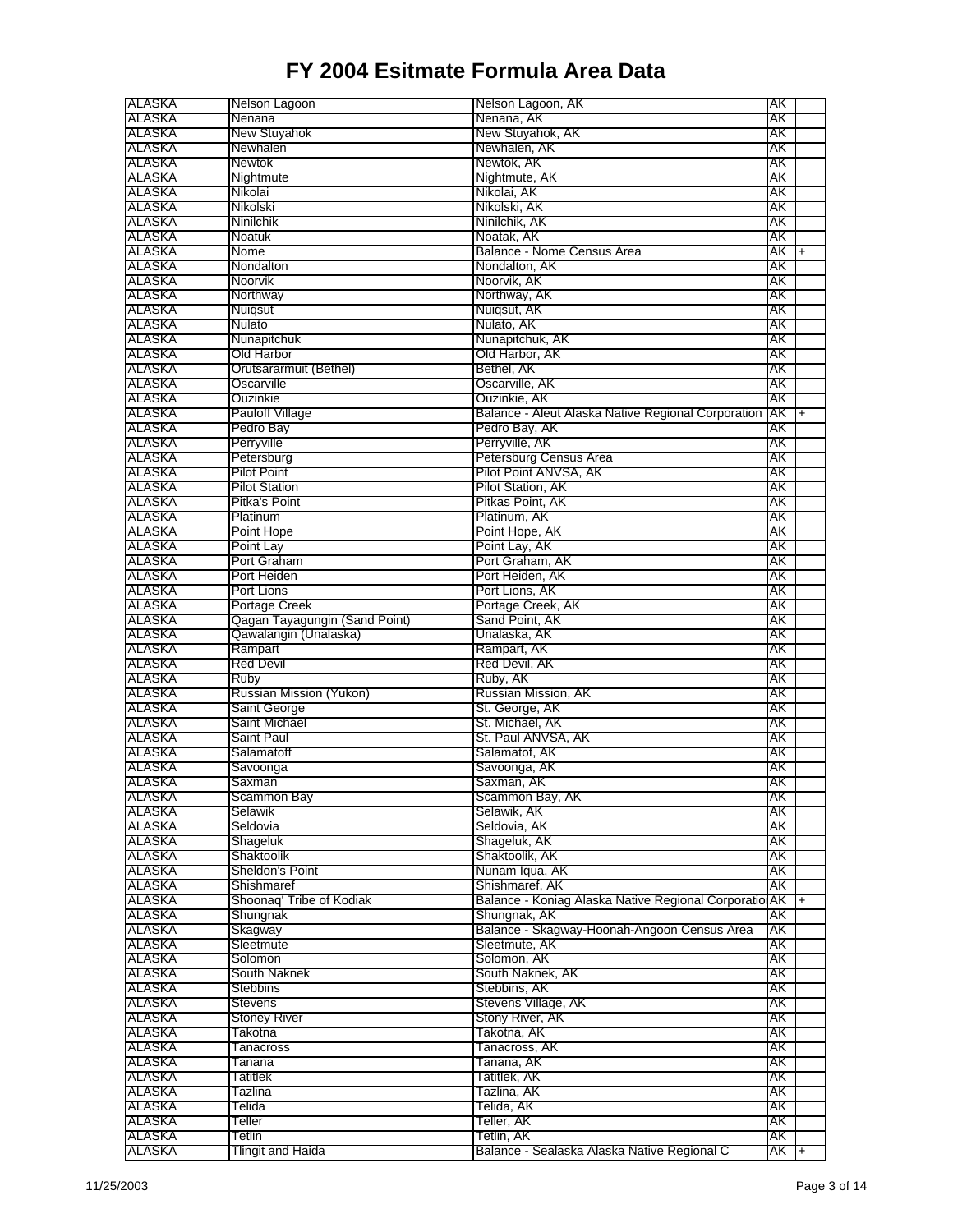# FY 2004 Esitmate Formula Area Data

| | | | | |
|---|---|---|---|---|
| ALASKA | Nelson Lagoon | Nelson Lagoon, AK | AK | |
| ALASKA | Nenana | Nenana, AK | AK | |
| ALASKA | New Stuyahok | New Stuyahok, AK | AK | |
| ALASKA | Newhalen | Newhalen, AK | AK | |
| ALASKA | Newtok | Newtok, AK | AK | |
| ALASKA | Nightmute | Nightmute, AK | AK | |
| ALASKA | Nikolai | Nikolai, AK | AK | |
| ALASKA | Nikolski | Nikolski, AK | AK | |
| ALASKA | Ninilchik | Ninilchik, AK | AK | |
| ALASKA | Noatuk | Noatak, AK | AK | |
| ALASKA | Nome | Balance - Nome Census Area | AK | + |
| ALASKA | Nondalton | Nondalton, AK | AK | |
| ALASKA | Noorvik | Noorvik, AK | AK | |
| ALASKA | Northway | Northway, AK | AK | |
| ALASKA | Nuiqsut | Nuiqsut, AK | AK | |
| ALASKA | Nulato | Nulato, AK | AK | |
| ALASKA | Nunapitchuk | Nunapitchuk, AK | AK | |
| ALASKA | Old Harbor | Old Harbor, AK | AK | |
| ALASKA | Orutsararmuit (Bethel) | Bethel, AK | AK | |
| ALASKA | Oscarville | Oscarville, AK | AK | |
| ALASKA | Ouzinkie | Ouzinkie, AK | AK | |
| ALASKA | Pauloff Village | Balance - Aleut Alaska Native Regional Corporation | AK | + |
| ALASKA | Pedro Bay | Pedro Bay, AK | AK | |
| ALASKA | Perryville | Perryville, AK | AK | |
| ALASKA | Petersburg | Petersburg Census Area | AK | |
| ALASKA | Pilot Point | Pilot Point ANVSA, AK | AK | |
| ALASKA | Pilot Station | Pilot Station, AK | AK | |
| ALASKA | Pitka's Point | Pitkas Point, AK | AK | |
| ALASKA | Platinum | Platinum, AK | AK | |
| ALASKA | Point Hope | Point Hope, AK | AK | |
| ALASKA | Point Lay | Point Lay, AK | AK | |
| ALASKA | Port Graham | Port Graham, AK | AK | |
| ALASKA | Port Heiden | Port Heiden, AK | AK | |
| ALASKA | Port Lions | Port Lions, AK | AK | |
| ALASKA | Portage Creek | Portage Creek, AK | AK | |
| ALASKA | Qagan Tayagungin (Sand Point) | Sand Point, AK | AK | |
| ALASKA | Qawalangin (Unalaska) | Unalaska, AK | AK | |
| ALASKA | Rampart | Rampart, AK | AK | |
| ALASKA | Red Devil | Red Devil, AK | AK | |
| ALASKA | Ruby | Ruby, AK | AK | |
| ALASKA | Russian Mission (Yukon) | Russian Mission, AK | AK | |
| ALASKA | Saint George | St. George, AK | AK | |
| ALASKA | Saint Michael | St. Michael, AK | AK | |
| ALASKA | Saint Paul | St. Paul ANVSA, AK | AK | |
| ALASKA | Salamatoff | Salamatof, AK | AK | |
| ALASKA | Savoonga | Savoonga, AK | AK | |
| ALASKA | Saxman | Saxman, AK | AK | |
| ALASKA | Scammon Bay | Scammon Bay, AK | AK | |
| ALASKA | Selawik | Selawik, AK | AK | |
| ALASKA | Seldovia | Seldovia, AK | AK | |
| ALASKA | Shageluk | Shageluk, AK | AK | |
| ALASKA | Shaktoolik | Shaktoolik, AK | AK | |
| ALASKA | Sheldon's Point | Nunam Iqua, AK | AK | |
| ALASKA | Shishmaref | Shishmaref, AK | AK | |
| ALASKA | Shoonaq' Tribe of Kodiak | Balance - Koniag Alaska Native Regional Corporatio | AK | + |
| ALASKA | Shungnak | Shungnak, AK | AK | |
| ALASKA | Skagway | Balance - Skagway-Hoonah-Angoon Census Area | AK | |
| ALASKA | Sleetmute | Sleetmute, AK | AK | |
| ALASKA | Solomon | Solomon, AK | AK | |
| ALASKA | South Naknek | South Naknek, AK | AK | |
| ALASKA | Stebbins | Stebbins, AK | AK | |
| ALASKA | Stevens | Stevens Village, AK | AK | |
| ALASKA | Stoney River | Stony River, AK | AK | |
| ALASKA | Takotna | Takotna, AK | AK | |
| ALASKA | Tanacross | Tanacross, AK | AK | |
| ALASKA | Tanana | Tanana, AK | AK | |
| ALASKA | Tatitlek | Tatitlek, AK | AK | |
| ALASKA | Tazlina | Tazlina, AK | AK | |
| ALASKA | Telida | Telida, AK | AK | |
| ALASKA | Teller | Teller, AK | AK | |
| ALASKA | Tetlin | Tetlin, AK | AK | |
| ALASKA | Tlingit and Haida | Balance - Sealaska Alaska Native Regional C | AK | + |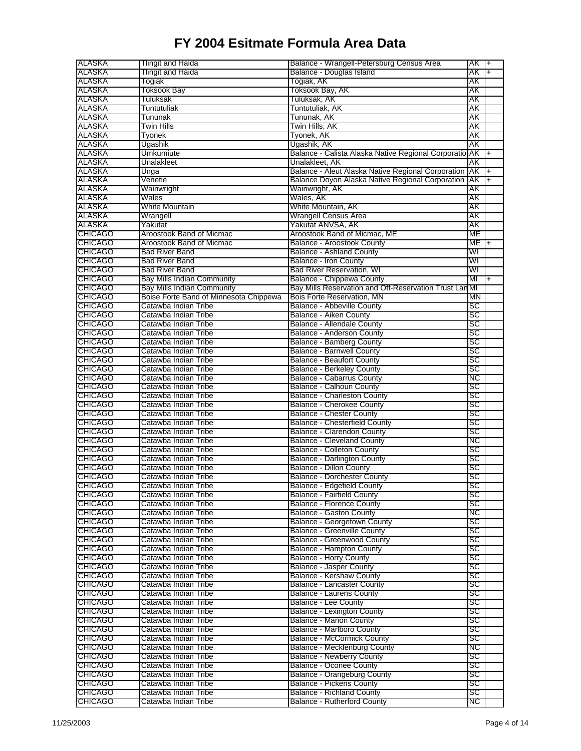# FY 2004 Esitmate Formula Area Data

| | | | | |
|---|---|---|---|---|
| ALASKA | Tlingit and Haida | Balance - Wrangell-Petersburg Census Area | AK | + |
| ALASKA | Tlingit and Haida | Balance - Douglas Island | AK | + |
| ALASKA | Togiak | Togiak, AK | AK | |
| ALASKA | Toksook Bay | Toksook Bay, AK | AK | |
| ALASKA | Tuluksak | Tuluksak, AK | AK | |
| ALASKA | Tuntutuliak | Tuntutuliak, AK | AK | |
| ALASKA | Tununak | Tununak, AK | AK | |
| ALASKA | Twin Hills | Twin Hills, AK | AK | |
| ALASKA | Tyonek | Tyonek, AK | AK | |
| ALASKA | Ugashik | Ugashik, AK | AK | |
| ALASKA | Umkumiute | Balance - Calista Alaska Native Regional Corporatio | AK | + |
| ALASKA | Unalakleet | Unalakleet, AK | AK | |
| ALASKA | Unga | Balance - Aleut Alaska Native Regional Corporation | AK | + |
| ALASKA | Venetie | Balance Doyon Alaska Native Regional Corporation | AK | + |
| ALASKA | Wainwright | Wainwright, AK | AK | |
| ALASKA | Wales | Wales, AK | AK | |
| ALASKA | White Mountain | White Mountain, AK | AK | |
| ALASKA | Wrangell | Wrangell Census Area | AK | |
| ALASKA | Yakutat | Yakutat ANVSA, AK | AK | |
| CHICAGO | Aroostook Band of Micmac | Aroostook Band of Micmac, ME | ME | |
| CHICAGO | Aroostook Band of Micmac | Balance - Aroostook County | ME | + |
| CHICAGO | Bad River Band | Balance - Ashland County | WI | |
| CHICAGO | Bad River Band | Balance - Iron County | WI | |
| CHICAGO | Bad River Band | Bad River Reservation, WI | WI | |
| CHICAGO | Bay Mills Indian Community | Balance - Chippewa County | MI | + |
| CHICAGO | Bay Mills Indian Community | Bay Mills Reservation and Off-Reservation Trust Lan | MI | |
| CHICAGO | Boise Forte Band of Minnesota Chippewa | Bois Forte Reservation, MN | MN | |
| CHICAGO | Catawba Indian Tribe | Balance - Abbeville County | SC | |
| CHICAGO | Catawba Indian Tribe | Balance - Aiken County | SC | |
| CHICAGO | Catawba Indian Tribe | Balance - Allendale County | SC | |
| CHICAGO | Catawba Indian Tribe | Balance - Anderson County | SC | |
| CHICAGO | Catawba Indian Tribe | Balance - Bamberg County | SC | |
| CHICAGO | Catawba Indian Tribe | Balance - Barnwell County | SC | |
| CHICAGO | Catawba Indian Tribe | Balance - Beaufort County | SC | |
| CHICAGO | Catawba Indian Tribe | Balance - Berkeley County | SC | |
| CHICAGO | Catawba Indian Tribe | Balance - Cabarrus County | NC | |
| CHICAGO | Catawba Indian Tribe | Balance - Calhoun County | SC | |
| CHICAGO | Catawba Indian Tribe | Balance - Charleston County | SC | |
| CHICAGO | Catawba Indian Tribe | Balance - Cherokee County | SC | |
| CHICAGO | Catawba Indian Tribe | Balance - Chester County | SC | |
| CHICAGO | Catawba Indian Tribe | Balance - Chesterfield County | SC | |
| CHICAGO | Catawba Indian Tribe | Balance - Clarendon County | SC | |
| CHICAGO | Catawba Indian Tribe | Balance - Cleveland County | NC | |
| CHICAGO | Catawba Indian Tribe | Balance - Colleton County | SC | |
| CHICAGO | Catawba Indian Tribe | Balance - Darlington County | SC | |
| CHICAGO | Catawba Indian Tribe | Balance - Dillon County | SC | |
| CHICAGO | Catawba Indian Tribe | Balance - Dorchester County | SC | |
| CHICAGO | Catawba Indian Tribe | Balance - Edgefield County | SC | |
| CHICAGO | Catawba Indian Tribe | Balance - Fairfield County | SC | |
| CHICAGO | Catawba Indian Tribe | Balance - Florence County | SC | |
| CHICAGO | Catawba Indian Tribe | Balance - Gaston County | NC | |
| CHICAGO | Catawba Indian Tribe | Balance - Georgetown County | SC | |
| CHICAGO | Catawba Indian Tribe | Balance - Greenville County | SC | |
| CHICAGO | Catawba Indian Tribe | Balance - Greenwood County | SC | |
| CHICAGO | Catawba Indian Tribe | Balance - Hampton County | SC | |
| CHICAGO | Catawba Indian Tribe | Balance - Horry County | SC | |
| CHICAGO | Catawba Indian Tribe | Balance - Jasper County | SC | |
| CHICAGO | Catawba Indian Tribe | Balance - Kershaw County | SC | |
| CHICAGO | Catawba Indian Tribe | Balance - Lancaster County | SC | |
| CHICAGO | Catawba Indian Tribe | Balance - Laurens County | SC | |
| CHICAGO | Catawba Indian Tribe | Balance - Lee County | SC | |
| CHICAGO | Catawba Indian Tribe | Balance - Lexington County | SC | |
| CHICAGO | Catawba Indian Tribe | Balance - Marion County | SC | |
| CHICAGO | Catawba Indian Tribe | Balance - Marlboro County | SC | |
| CHICAGO | Catawba Indian Tribe | Balance - McCormick County | SC | |
| CHICAGO | Catawba Indian Tribe | Balance - Mecklenburg County | NC | |
| CHICAGO | Catawba Indian Tribe | Balance - Newberry County | SC | |
| CHICAGO | Catawba Indian Tribe | Balance - Oconee County | SC | |
| CHICAGO | Catawba Indian Tribe | Balance - Orangeburg County | SC | |
| CHICAGO | Catawba Indian Tribe | Balance - Pickens County | SC | |
| CHICAGO | Catawba Indian Tribe | Balance - Richland County | SC | |
| CHICAGO | Catawba Indian Tribe | Balance - Rutherford County | NC | |

11/25/2003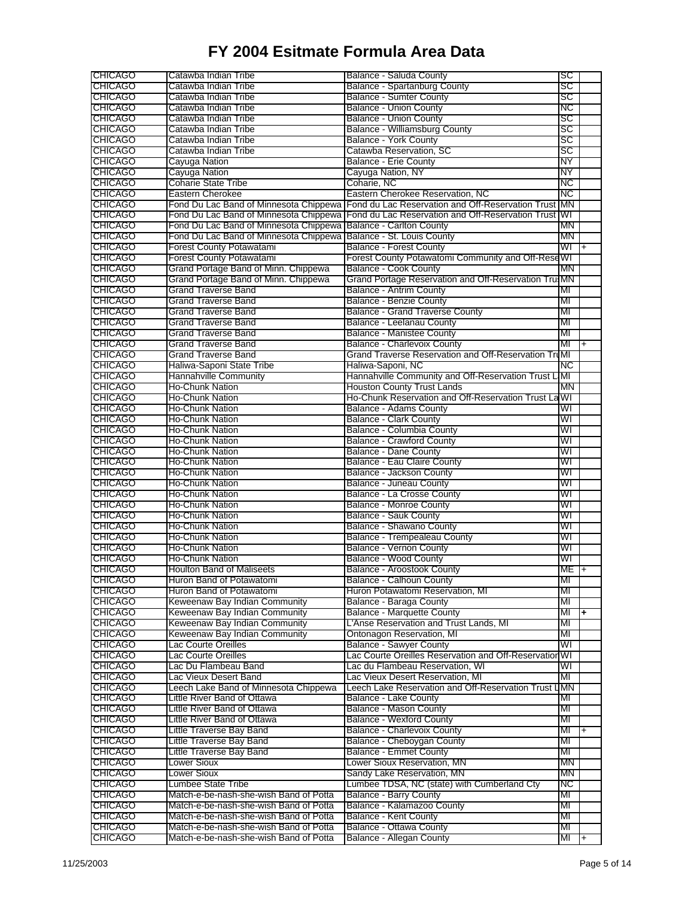# FY 2004 Esitmate Formula Area Data

| | | | | |
|---|---|---|---|---|
| CHICAGO | Catawba Indian Tribe | Balance - Saluda County | SC | |
| CHICAGO | Catawba Indian Tribe | Balance - Spartanburg County | SC | |
| CHICAGO | Catawba Indian Tribe | Balance - Sumter County | SC | |
| CHICAGO | Catawba Indian Tribe | Balance - Union County | NC | |
| CHICAGO | Catawba Indian Tribe | Balance - Union County | SC | |
| CHICAGO | Catawba Indian Tribe | Balance - Williamsburg County | SC | |
| CHICAGO | Catawba Indian Tribe | Balance - York County | SC | |
| CHICAGO | Catawba Indian Tribe | Catawba Reservation, SC | SC | |
| CHICAGO | Cayuga Nation | Balance - Erie County | NY | |
| CHICAGO | Cayuga Nation | Cayuga Nation, NY | NY | |
| CHICAGO | Coharie State Tribe | Coharie, NC | NC | |
| CHICAGO | Eastern Cherokee | Eastern Cherokee Reservation, NC | NC | |
| CHICAGO | Fond Du Lac Band of Minnesota Chippewa | Fond du Lac Reservation and Off-Reservation Trust | MN | |
| CHICAGO | Fond Du Lac Band of Minnesota Chippewa | Fond du Lac Reservation and Off-Reservation Trust | WI | |
| CHICAGO | Fond Du Lac Band of Minnesota Chippewa | Balance - Carlton County | MN | |
| CHICAGO | Fond Du Lac Band of Minnesota Chippewa | Balance - St. Louis County | MN | |
| CHICAGO | Forest County Potawatami | Balance - Forest County | WI | + |
| CHICAGO | Forest County Potawatami | Forest County Potawatomi Community and Off-Rese | WI | |
| CHICAGO | Grand Portage Band of Minn. Chippewa | Balance - Cook County | MN | |
| CHICAGO | Grand Portage Band of Minn. Chippewa | Grand Portage Reservation and Off-Reservation Tru | MN | |
| CHICAGO | Grand Traverse Band | Balance - Antrim County | MI | |
| CHICAGO | Grand Traverse Band | Balance - Benzie County | MI | |
| CHICAGO | Grand Traverse Band | Balance - Grand Traverse County | MI | |
| CHICAGO | Grand Traverse Band | Balance - Leelanau County | MI | |
| CHICAGO | Grand Traverse Band | Balance - Manistee County | MI | |
| CHICAGO | Grand Traverse Band | Balance - Charlevoix County | MI | + |
| CHICAGO | Grand Traverse Band | Grand Traverse Reservation and Off-Reservation Tr | MI | |
| CHICAGO | Haliwa-Saponi State Tribe | Haliwa-Saponi, NC | NC | |
| CHICAGO | Hannahville Community | Hannahville Community and Off-Reservation Trust L | MI | |
| CHICAGO | Ho-Chunk Nation | Houston County Trust Lands | MN | |
| CHICAGO | Ho-Chunk Nation | Ho-Chunk Reservation and Off-Reservation Trust La | WI | |
| CHICAGO | Ho-Chunk Nation | Balance - Adams County | WI | |
| CHICAGO | Ho-Chunk Nation | Balance - Clark County | WI | |
| CHICAGO | Ho-Chunk Nation | Balance - Columbia County | WI | |
| CHICAGO | Ho-Chunk Nation | Balance - Crawford County | WI | |
| CHICAGO | Ho-Chunk Nation | Balance - Dane County | WI | |
| CHICAGO | Ho-Chunk Nation | Balance - Eau Claire County | WI | |
| CHICAGO | Ho-Chunk Nation | Balance - Jackson County | WI | |
| CHICAGO | Ho-Chunk Nation | Balance - Juneau County | WI | |
| CHICAGO | Ho-Chunk Nation | Balance - La Crosse County | WI | |
| CHICAGO | Ho-Chunk Nation | Balance - Monroe County | WI | |
| CHICAGO | Ho-Chunk Nation | Balance - Sauk County | WI | |
| CHICAGO | Ho-Chunk Nation | Balance - Shawano County | WI | |
| CHICAGO | Ho-Chunk Nation | Balance - Trempealeau County | WI | |
| CHICAGO | Ho-Chunk Nation | Balance - Vernon County | WI | |
| CHICAGO | Ho-Chunk Nation | Balance - Wood County | WI | |
| CHICAGO | Houlton Band of Maliseets | Balance - Aroostook County | ME | + |
| CHICAGO | Huron Band of Potawatomi | Balance - Calhoun County | MI | |
| CHICAGO | Huron Band of Potawatomi | Huron Potawatomi Reservation, MI | MI | |
| CHICAGO | Keweenaw Bay Indian Community | Balance - Baraga County | MI | |
| CHICAGO | Keweenaw Bay Indian Community | Balance - Marquette County | MI | + |
| CHICAGO | Keweenaw Bay Indian Community | L'Anse Reservation and Trust Lands, MI | MI | |
| CHICAGO | Keweenaw Bay Indian Community | Ontonagon Reservation, MI | MI | |
| CHICAGO | Lac Courte Oreilles | Balance - Sawyer County | WI | |
| CHICAGO | Lac Courte Oreilles | Lac Courte Oreilles Reservation and Off-Reservation | WI | |
| CHICAGO | Lac Du Flambeau Band | Lac du Flambeau Reservation, WI | WI | |
| CHICAGO | Lac Vieux Desert Band | Lac Vieux Desert Reservation, MI | MI | |
| CHICAGO | Leech Lake Band of Minnesota Chippewa | Leech Lake Reservation and Off-Reservation Trust L | MN | |
| CHICAGO | Little River Band of Ottawa | Balance - Lake County | MI | |
| CHICAGO | Little River Band of Ottawa | Balance - Mason County | MI | |
| CHICAGO | Little River Band of Ottawa | Balance - Wexford County | MI | |
| CHICAGO | Little Traverse Bay Band | Balance - Charlevoix County | MI | + |
| CHICAGO | Little Traverse Bay Band | Balance - Cheboygan County | MI | |
| CHICAGO | Little Traverse Bay Band | Balance - Emmet County | MI | |
| CHICAGO | Lower Sioux | Lower Sioux Reservation, MN | MN | |
| CHICAGO | Lower Sioux | Sandy Lake Reservation, MN | MN | |
| CHICAGO | Lumbee State Tribe | Lumbee TDSA, NC (state) with Cumberland Cty | NC | |
| CHICAGO | Match-e-be-nash-she-wish Band of Potta | Balance - Barry County | MI | |
| CHICAGO | Match-e-be-nash-she-wish Band of Potta | Balance - Kalamazoo County | MI | |
| CHICAGO | Match-e-be-nash-she-wish Band of Potta | Balance - Kent County | MI | |
| CHICAGO | Match-e-be-nash-she-wish Band of Potta | Balance - Ottawa County | MI | |
| CHICAGO | Match-e-be-nash-she-wish Band of Potta | Balance - Allegan County | MI | + |

11/25/2003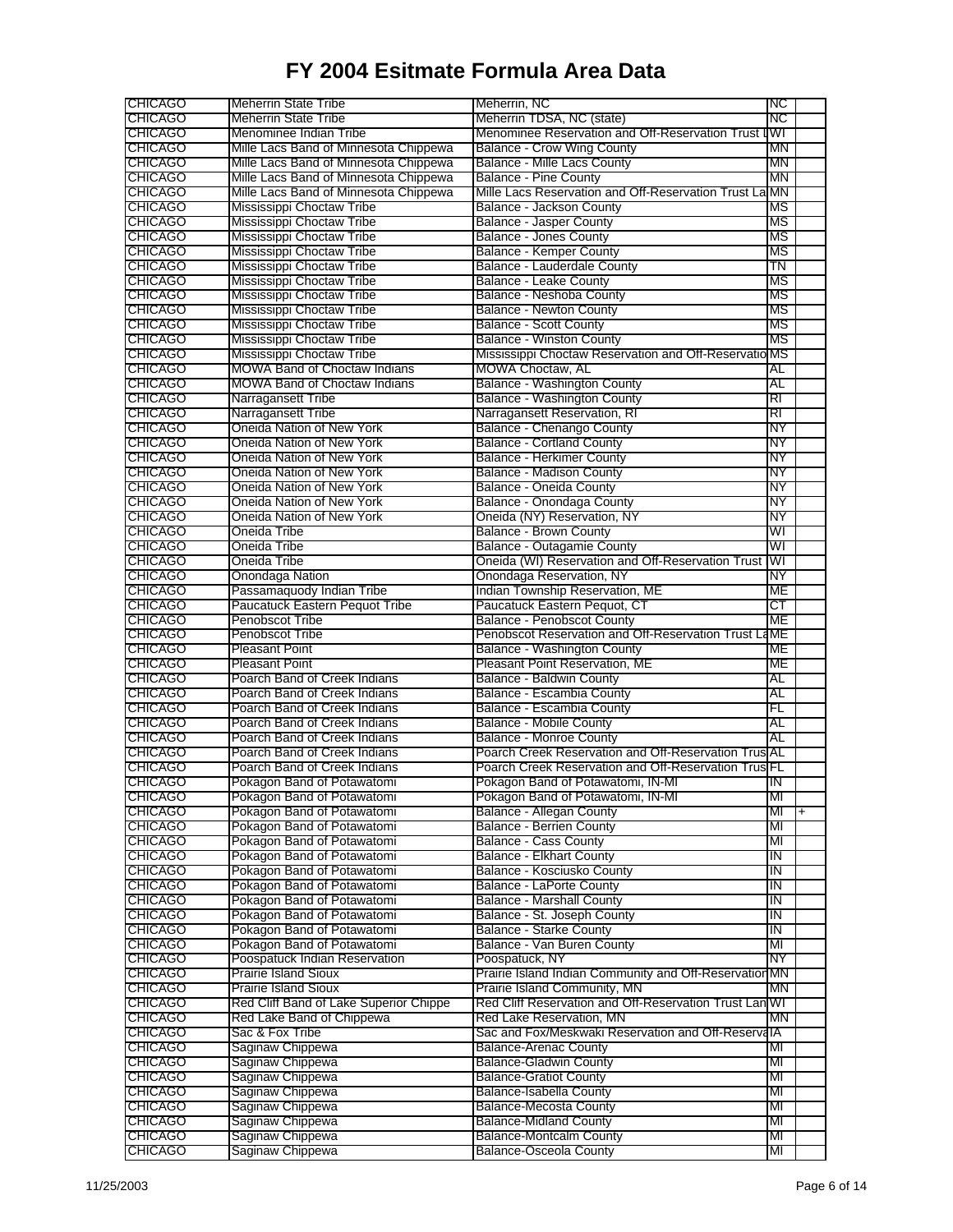# FY 2004 Esitmate Formula Area Data

| | | | | |
|---|---|---|---|---|
| CHICAGO | Meherrin State Tribe | Meherrin, NC | NC | |
| CHICAGO | Meherrin State Tribe | Meherrin TDSA, NC (state) | NC | |
| CHICAGO | Menominee Indian Tribe | Menominee Reservation and Off-Reservation Trust L | WI | |
| CHICAGO | Mille Lacs Band of Minnesota Chippewa | Balance - Crow Wing County | MN | |
| CHICAGO | Mille Lacs Band of Minnesota Chippewa | Balance - Mille Lacs County | MN | |
| CHICAGO | Mille Lacs Band of Minnesota Chippewa | Balance - Pine County | MN | |
| CHICAGO | Mille Lacs Band of Minnesota Chippewa | Mille Lacs Reservation and Off-Reservation Trust La | MN | |
| CHICAGO | Mississippi Choctaw Tribe | Balance - Jackson County | MS | |
| CHICAGO | Mississippi Choctaw Tribe | Balance - Jasper County | MS | |
| CHICAGO | Mississippi Choctaw Tribe | Balance - Jones County | MS | |
| CHICAGO | Mississippi Choctaw Tribe | Balance - Kemper County | MS | |
| CHICAGO | Mississippi Choctaw Tribe | Balance - Lauderdale County | TN | |
| CHICAGO | Mississippi Choctaw Tribe | Balance - Leake County | MS | |
| CHICAGO | Mississippi Choctaw Tribe | Balance - Neshoba County | MS | |
| CHICAGO | Mississippi Choctaw Tribe | Balance - Newton County | MS | |
| CHICAGO | Mississippi Choctaw Tribe | Balance - Scott County | MS | |
| CHICAGO | Mississippi Choctaw Tribe | Balance - Winston County | MS | |
| CHICAGO | Mississippi Choctaw Tribe | Mississippi Choctaw Reservation and Off-Reservatio | MS | |
| CHICAGO | MOWA Band of Choctaw Indians | MOWA Choctaw, AL | AL | |
| CHICAGO | MOWA Band of Choctaw Indians | Balance - Washington County | AL | |
| CHICAGO | Narragansett Tribe | Balance - Washington County | RI | |
| CHICAGO | Narragansett Tribe | Narragansett Reservation, RI | RI | |
| CHICAGO | Oneida Nation of New York | Balance - Chenango County | NY | |
| CHICAGO | Oneida Nation of New York | Balance - Cortland County | NY | |
| CHICAGO | Oneida Nation of New York | Balance - Herkimer County | NY | |
| CHICAGO | Oneida Nation of New York | Balance - Madison County | NY | |
| CHICAGO | Oneida Nation of New York | Balance - Oneida County | NY | |
| CHICAGO | Oneida Nation of New York | Balance - Onondaga County | NY | |
| CHICAGO | Oneida Nation of New York | Oneida (NY) Reservation, NY | NY | |
| CHICAGO | Oneida Tribe | Balance - Brown County | WI | |
| CHICAGO | Oneida Tribe | Balance - Outagamie County | WI | |
| CHICAGO | Oneida Tribe | Oneida (WI) Reservation and Off-Reservation Trust | WI | |
| CHICAGO | Onondaga Nation | Onondaga Reservation, NY | NY | |
| CHICAGO | Passamaquody Indian Tribe | Indian Township Reservation, ME | ME | |
| CHICAGO | Paucatuck Eastern Pequot Tribe | Paucatuck Eastern Pequot, CT | CT | |
| CHICAGO | Penobscot Tribe | Balance - Penobscot County | ME | |
| CHICAGO | Penobscot Tribe | Penobscot Reservation and Off-Reservation Trust La | ME | |
| CHICAGO | Pleasant Point | Balance - Washington County | ME | |
| CHICAGO | Pleasant Point | Pleasant Point Reservation, ME | ME | |
| CHICAGO | Poarch Band of Creek Indians | Balance - Baldwin County | AL | |
| CHICAGO | Poarch Band of Creek Indians | Balance - Escambia County | AL | |
| CHICAGO | Poarch Band of Creek Indians | Balance - Escambia County | FL | |
| CHICAGO | Poarch Band of Creek Indians | Balance - Mobile County | AL | |
| CHICAGO | Poarch Band of Creek Indians | Balance - Monroe County | AL | |
| CHICAGO | Poarch Band of Creek Indians | Poarch Creek Reservation and Off-Reservation Trus | AL | |
| CHICAGO | Poarch Band of Creek Indians | Poarch Creek Reservation and Off-Reservation Trus | FL | |
| CHICAGO | Pokagon Band of Potawatomi | Pokagon Band of Potawatomi, IN-MI | IN | |
| CHICAGO | Pokagon Band of Potawatomi | Pokagon Band of Potawatomi, IN-MI | MI | |
| CHICAGO | Pokagon Band of Potawatomi | Balance - Allegan County | MI | + |
| CHICAGO | Pokagon Band of Potawatomi | Balance - Berrien County | MI | |
| CHICAGO | Pokagon Band of Potawatomi | Balance - Cass County | MI | |
| CHICAGO | Pokagon Band of Potawatomi | Balance - Elkhart County | IN | |
| CHICAGO | Pokagon Band of Potawatomi | Balance - Kosciusko County | IN | |
| CHICAGO | Pokagon Band of Potawatomi | Balance - LaPorte County | IN | |
| CHICAGO | Pokagon Band of Potawatomi | Balance - Marshall County | IN | |
| CHICAGO | Pokagon Band of Potawatomi | Balance - St. Joseph County | IN | |
| CHICAGO | Pokagon Band of Potawatomi | Balance - Starke County | IN | |
| CHICAGO | Pokagon Band of Potawatomi | Balance - Van Buren County | MI | |
| CHICAGO | Poospatuck Indian Reservation | Poospatuck, NY | NY | |
| CHICAGO | Prairie Island Sioux | Prairie Island Indian Community and Off-Reservation | MN | |
| CHICAGO | Prairie Island Sioux | Prairie Island Community, MN | MN | |
| CHICAGO | Red Cliff Band of Lake Superior Chippe | Red Cliff Reservation and Off-Reservation Trust Lan | WI | |
| CHICAGO | Red Lake Band of Chippewa | Red Lake Reservation, MN | MN | |
| CHICAGO | Sac & Fox Tribe | Sac and Fox/Meskwaki Reservation and Off-Reserva | IA | |
| CHICAGO | Saginaw Chippewa | Balance-Arenac County | MI | |
| CHICAGO | Saginaw Chippewa | Balance-Gladwin County | MI | |
| CHICAGO | Saginaw Chippewa | Balance-Gratiot County | MI | |
| CHICAGO | Saginaw Chippewa | Balance-Isabella County | MI | |
| CHICAGO | Saginaw Chippewa | Balance-Mecosta County | MI | |
| CHICAGO | Saginaw Chippewa | Balance-Midland County | MI | |
| CHICAGO | Saginaw Chippewa | Balance-Montcalm County | MI | |
| CHICAGO | Saginaw Chippewa | Balance-Osceola County | MI | |

11/25/2003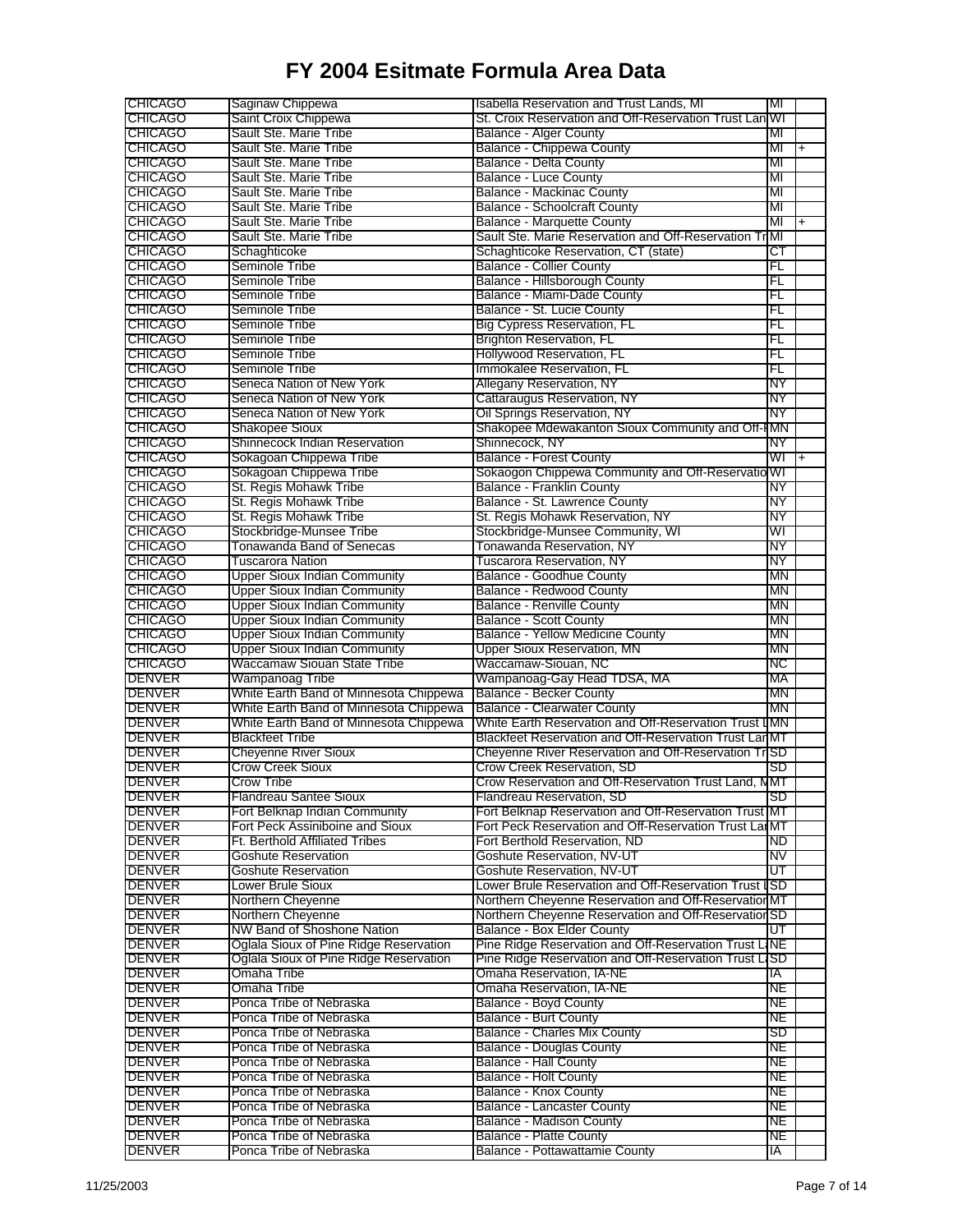# FY 2004 Esitmate Formula Area Data

| | | | | |
|---|---|---|---|---|
| CHICAGO | Saginaw Chippewa | Isabella Reservation and Trust Lands, MI | MI | |
| CHICAGO | Saint Croix Chippewa | St. Croix Reservation and Off-Reservation Trust Lan | WI | |
| CHICAGO | Sault Ste. Marie Tribe | Balance - Alger County | MI | |
| CHICAGO | Sault Ste. Marie Tribe | Balance - Chippewa County | MI | + |
| CHICAGO | Sault Ste. Marie Tribe | Balance - Delta County | MI | |
| CHICAGO | Sault Ste. Marie Tribe | Balance - Luce County | MI | |
| CHICAGO | Sault Ste. Marie Tribe | Balance - Mackinac County | MI | |
| CHICAGO | Sault Ste. Marie Tribe | Balance - Schoolcraft County | MI | |
| CHICAGO | Sault Ste. Marie Tribe | Balance - Marquette County | MI | + |
| CHICAGO | Sault Ste. Marie Tribe | Sault Ste. Marie Reservation and Off-Reservation Tr | MI | |
| CHICAGO | Schaghticoke | Schaghticoke Reservation, CT (state) | CT | |
| CHICAGO | Seminole Tribe | Balance - Collier County | FL | |
| CHICAGO | Seminole Tribe | Balance - Hillsborough County | FL | |
| CHICAGO | Seminole Tribe | Balance - Miami-Dade County | FL | |
| CHICAGO | Seminole Tribe | Balance - St. Lucie County | FL | |
| CHICAGO | Seminole Tribe | Big Cypress Reservation, FL | FL | |
| CHICAGO | Seminole Tribe | Brighton Reservation, FL | FL | |
| CHICAGO | Seminole Tribe | Hollywood Reservation, FL | FL | |
| CHICAGO | Seminole Tribe | Immokalee Reservation, FL | FL | |
| CHICAGO | Seneca Nation of New York | Allegany Reservation, NY | NY | |
| CHICAGO | Seneca Nation of New York | Cattaraugus Reservation, NY | NY | |
| CHICAGO | Seneca Nation of New York | Oil Springs Reservation, NY | NY | |
| CHICAGO | Shakopee Sioux | Shakopee Mdewakanton Sioux Community and Off-I | MN | |
| CHICAGO | Shinnecock Indian Reservation | Shinnecock, NY | NY | |
| CHICAGO | Sokagoan Chippewa Tribe | Balance - Forest County | WI | + |
| CHICAGO | Sokagoan Chippewa Tribe | Sokaogon Chippewa Community and Off-Reservatio | WI | |
| CHICAGO | St. Regis Mohawk Tribe | Balance - Franklin County | NY | |
| CHICAGO | St. Regis Mohawk Tribe | Balance - St. Lawrence County | NY | |
| CHICAGO | St. Regis Mohawk Tribe | St. Regis Mohawk Reservation, NY | NY | |
| CHICAGO | Stockbridge-Munsee Tribe | Stockbridge-Munsee Community, WI | WI | |
| CHICAGO | Tonawanda Band of Senecas | Tonawanda Reservation, NY | NY | |
| CHICAGO | Tuscarora Nation | Tuscarora Reservation, NY | NY | |
| CHICAGO | Upper Sioux Indian Community | Balance - Goodhue County | MN | |
| CHICAGO | Upper Sioux Indian Community | Balance - Redwood County | MN | |
| CHICAGO | Upper Sioux Indian Community | Balance - Renville County | MN | |
| CHICAGO | Upper Sioux Indian Community | Balance - Scott County | MN | |
| CHICAGO | Upper Sioux Indian Community | Balance - Yellow Medicine County | MN | |
| CHICAGO | Upper Sioux Indian Community | Upper Sioux Reservation, MN | MN | |
| CHICAGO | Waccamaw Siouan State Tribe | Waccamaw-Siouan, NC | NC | |
| DENVER | Wampanoag Tribe | Wampanoag-Gay Head TDSA, MA | MA | |
| DENVER | White Earth Band of Minnesota Chippewa | Balance - Becker County | MN | |
| DENVER | White Earth Band of Minnesota Chippewa | Balance - Clearwater County | MN | |
| DENVER | White Earth Band of Minnesota Chippewa | White Earth Reservation and Off-Reservation Trust L | MN | |
| DENVER | Blackfeet Tribe | Blackfeet Reservation and Off-Reservation Trust Lar | MT | |
| DENVER | Cheyenne River Sioux | Cheyenne River Reservation and Off-Reservation Tr | SD | |
| DENVER | Crow Creek Sioux | Crow Creek Reservation, SD | SD | |
| DENVER | Crow Tribe | Crow Reservation and Off-Reservation Trust Land, M | MT | |
| DENVER | Flandreau Santee Sioux | Flandreau Reservation, SD | SD | |
| DENVER | Fort Belknap Indian Community | Fort Belknap Reservation and Off-Reservation Trust | MT | |
| DENVER | Fort Peck Assiniboine and Sioux | Fort Peck Reservation and Off-Reservation Trust Lar | MT | |
| DENVER | Ft. Berthold Affiliated Tribes | Fort Berthold Reservation, ND | ND | |
| DENVER | Goshute Reservation | Goshute Reservation, NV-UT | NV | |
| DENVER | Goshute Reservation | Goshute Reservation, NV-UT | UT | |
| DENVER | Lower Brule Sioux | Lower Brule Reservation and Off-Reservation Trust L | SD | |
| DENVER | Northern Cheyenne | Northern Cheyenne Reservation and Off-Reservation | MT | |
| DENVER | Northern Cheyenne | Northern Cheyenne Reservation and Off-Reservation | SD | |
| DENVER | NW Band of Shoshone Nation | Balance - Box Elder County | UT | |
| DENVER | Oglala Sioux of Pine Ridge Reservation | Pine Ridge Reservation and Off-Reservation Trust L | NE | |
| DENVER | Oglala Sioux of Pine Ridge Reservation | Pine Ridge Reservation and Off-Reservation Trust L | SD | |
| DENVER | Omaha Tribe | Omaha Reservation, IA-NE | IA | |
| DENVER | Omaha Tribe | Omaha Reservation, IA-NE | NE | |
| DENVER | Ponca Tribe of Nebraska | Balance - Boyd County | NE | |
| DENVER | Ponca Tribe of Nebraska | Balance - Burt County | NE | |
| DENVER | Ponca Tribe of Nebraska | Balance - Charles Mix County | SD | |
| DENVER | Ponca Tribe of Nebraska | Balance - Douglas County | NE | |
| DENVER | Ponca Tribe of Nebraska | Balance - Hall County | NE | |
| DENVER | Ponca Tribe of Nebraska | Balance - Holt County | NE | |
| DENVER | Ponca Tribe of Nebraska | Balance - Knox County | NE | |
| DENVER | Ponca Tribe of Nebraska | Balance - Lancaster County | NE | |
| DENVER | Ponca Tribe of Nebraska | Balance - Madison County | NE | |
| DENVER | Ponca Tribe of Nebraska | Balance - Platte County | NE | |
| DENVER | Ponca Tribe of Nebraska | Balance - Pottawattamie County | IA | |

11/25/2003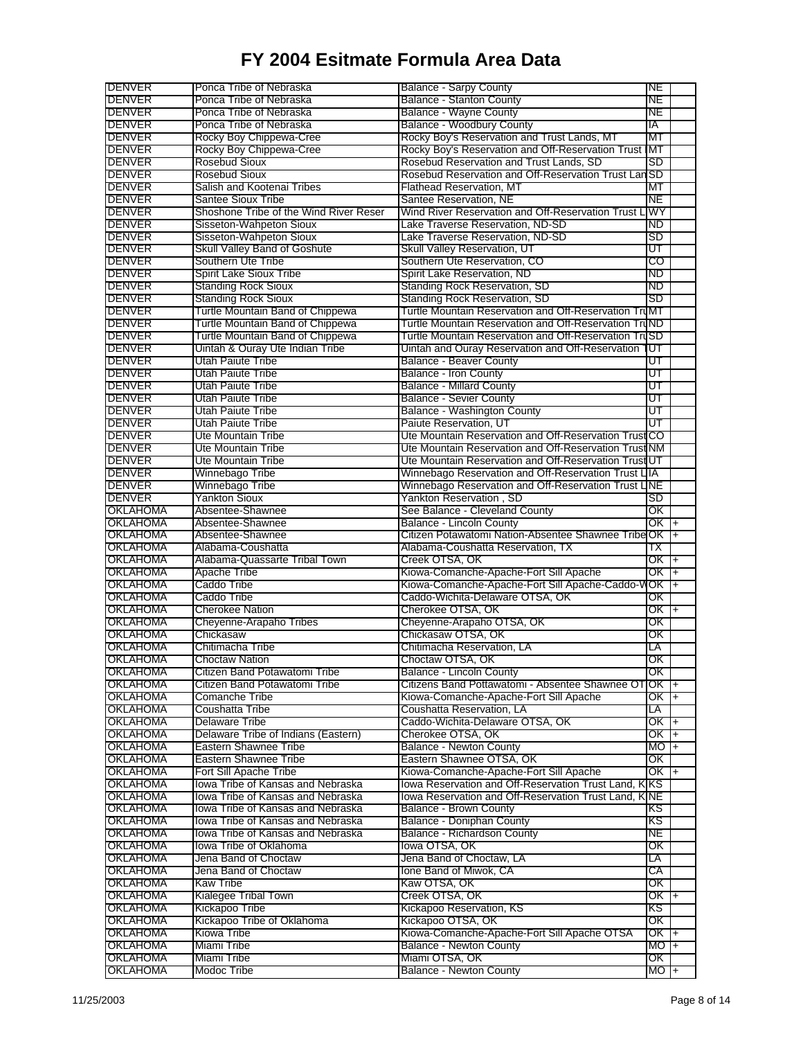# FY 2004 Esitmate Formula Area Data

| | | | | |
|---|---|---|---|---|
| DENVER | Ponca Tribe of Nebraska | Balance - Sarpy County | NE | |
| DENVER | Ponca Tribe of Nebraska | Balance - Stanton County | NE | |
| DENVER | Ponca Tribe of Nebraska | Balance - Wayne County | NE | |
| DENVER | Ponca Tribe of Nebraska | Balance - Woodbury County | IA | |
| DENVER | Rocky Boy Chippewa-Cree | Rocky Boy's Reservation and Trust Lands, MT | MT | |
| DENVER | Rocky Boy Chippewa-Cree | Rocky Boy's Reservation and Off-Reservation Trust | MT | |
| DENVER | Rosebud Sioux | Rosebud Reservation and Trust Lands, SD | SD | |
| DENVER | Rosebud Sioux | Rosebud Reservation and Off-Reservation Trust Lan | SD | |
| DENVER | Salish and Kootenai Tribes | Flathead Reservation, MT | MT | |
| DENVER | Santee Sioux Tribe | Santee Reservation, NE | NE | |
| DENVER | Shoshone Tribe of the Wind River Reser | Wind River Reservation and Off-Reservation Trust L | WY | |
| DENVER | Sisseton-Wahpeton Sioux | Lake Traverse Reservation, ND-SD | ND | |
| DENVER | Sisseton-Wahpeton Sioux | Lake Traverse Reservation, ND-SD | SD | |
| DENVER | Skull Valley Band of Goshute | Skull Valley Reservation, UT | UT | |
| DENVER | Southern Ute Tribe | Southern Ute Reservation, CO | CO | |
| DENVER | Spirit Lake Sioux Tribe | Spirit Lake Reservation, ND | ND | |
| DENVER | Standing Rock Sioux | Standing Rock Reservation, SD | ND | |
| DENVER | Standing Rock Sioux | Standing Rock Reservation, SD | SD | |
| DENVER | Turtle Mountain Band of Chippewa | Turtle Mountain Reservation and Off-Reservation Tru | MT | |
| DENVER | Turtle Mountain Band of Chippewa | Turtle Mountain Reservation and Off-Reservation Tru | ND | |
| DENVER | Turtle Mountain Band of Chippewa | Turtle Mountain Reservation and Off-Reservation Tru | SD | |
| DENVER | Uintah & Ouray Ute Indian Tribe | Uintah and Ouray Reservation and Off-Reservation T | UT | |
| DENVER | Utah Paiute Tribe | Balance - Beaver County | UT | |
| DENVER | Utah Paiute Tribe | Balance - Iron County | UT | |
| DENVER | Utah Paiute Tribe | Balance - Millard County | UT | |
| DENVER | Utah Paiute Tribe | Balance - Sevier County | UT | |
| DENVER | Utah Paiute Tribe | Balance - Washington County | UT | |
| DENVER | Utah Paiute Tribe | Paiute Reservation, UT | UT | |
| DENVER | Ute Mountain Tribe | Ute Mountain Reservation and Off-Reservation Trust | CO | |
| DENVER | Ute Mountain Tribe | Ute Mountain Reservation and Off-Reservation Trust | NM | |
| DENVER | Ute Mountain Tribe | Ute Mountain Reservation and Off-Reservation Trust | UT | |
| DENVER | Winnebago Tribe | Winnebago Reservation and Off-Reservation Trust L | IA | |
| DENVER | Winnebago Tribe | Winnebago Reservation and Off-Reservation Trust L | NE | |
| DENVER | Yankton Sioux | Yankton Reservation , SD | SD | |
| OKLAHOMA | Absentee-Shawnee | See Balance - Cleveland County | OK | |
| OKLAHOMA | Absentee-Shawnee | Balance - Lincoln County | OK | + |
| OKLAHOMA | Absentee-Shawnee | Citizen Potawatomi Nation-Absentee Shawnee Tribe | OK | + |
| OKLAHOMA | Alabama-Coushatta | Alabama-Coushatta Reservation, TX | TX | |
| OKLAHOMA | Alabama-Quassarte Tribal Town | Creek OTSA, OK | OK | + |
| OKLAHOMA | Apache Tribe | Kiowa-Comanche-Apache-Fort Sill Apache | OK | + |
| OKLAHOMA | Caddo Tribe | Kiowa-Comanche-Apache-Fort Sill Apache-Caddo-W | OK | + |
| OKLAHOMA | Caddo Tribe | Caddo-Wichita-Delaware OTSA, OK | OK | |
| OKLAHOMA | Cherokee Nation | Cherokee OTSA, OK | OK | + |
| OKLAHOMA | Cheyenne-Arapaho Tribes | Cheyenne-Arapaho OTSA, OK | OK | |
| OKLAHOMA | Chickasaw | Chickasaw OTSA, OK | OK | |
| OKLAHOMA | Chitimacha Tribe | Chitimacha Reservation, LA | LA | |
| OKLAHOMA | Choctaw Nation | Choctaw OTSA, OK | OK | |
| OKLAHOMA | Citizen Band Potawatomi Tribe | Balance - Lincoln County | OK | |
| OKLAHOMA | Citizen Band Potawatomi Tribe | Citizens Band Pottawatomi - Absentee Shawnee OT | OK | + |
| OKLAHOMA | Comanche Tribe | Kiowa-Comanche-Apache-Fort Sill Apache | OK | + |
| OKLAHOMA | Coushatta Tribe | Coushatta Reservation, LA | LA | |
| OKLAHOMA | Delaware Tribe | Caddo-Wichita-Delaware OTSA, OK | OK | + |
| OKLAHOMA | Delaware Tribe of Indians (Eastern) | Cherokee OTSA, OK | OK | + |
| OKLAHOMA | Eastern Shawnee Tribe | Balance - Newton County | MO | + |
| OKLAHOMA | Eastern Shawnee Tribe | Eastern Shawnee OTSA, OK | OK | |
| OKLAHOMA | Fort Sill Apache Tribe | Kiowa-Comanche-Apache-Fort Sill Apache | OK | + |
| OKLAHOMA | Iowa Tribe of Kansas and Nebraska | Iowa Reservation and Off-Reservation Trust Land, K | KS | |
| OKLAHOMA | Iowa Tribe of Kansas and Nebraska | Iowa Reservation and Off-Reservation Trust Land, K | NE | |
| OKLAHOMA | Iowa Tribe of Kansas and Nebraska | Balance - Brown County | KS | |
| OKLAHOMA | Iowa Tribe of Kansas and Nebraska | Balance - Doniphan County | KS | |
| OKLAHOMA | Iowa Tribe of Kansas and Nebraska | Balance - Richardson County | NE | |
| OKLAHOMA | Iowa Tribe of Oklahoma | Iowa OTSA, OK | OK | |
| OKLAHOMA | Jena Band of Choctaw | Jena Band of Choctaw, LA | LA | |
| OKLAHOMA | Jena Band of Choctaw | Ione Band of Miwok, CA | CA | |
| OKLAHOMA | Kaw Tribe | Kaw OTSA, OK | OK | |
| OKLAHOMA | Kialegee Tribal Town | Creek OTSA, OK | OK | + |
| OKLAHOMA | Kickapoo Tribe | Kickapoo Reservation, KS | KS | |
| OKLAHOMA | Kickapoo Tribe of Oklahoma | Kickapoo OTSA, OK | OK | |
| OKLAHOMA | Kiowa Tribe | Kiowa-Comanche-Apache-Fort Sill Apache OTSA | OK | + |
| OKLAHOMA | Miami Tribe | Balance - Newton County | MO | + |
| OKLAHOMA | Miami Tribe | Miami OTSA, OK | OK | |
| OKLAHOMA | Modoc Tribe | Balance - Newton County | MO | + |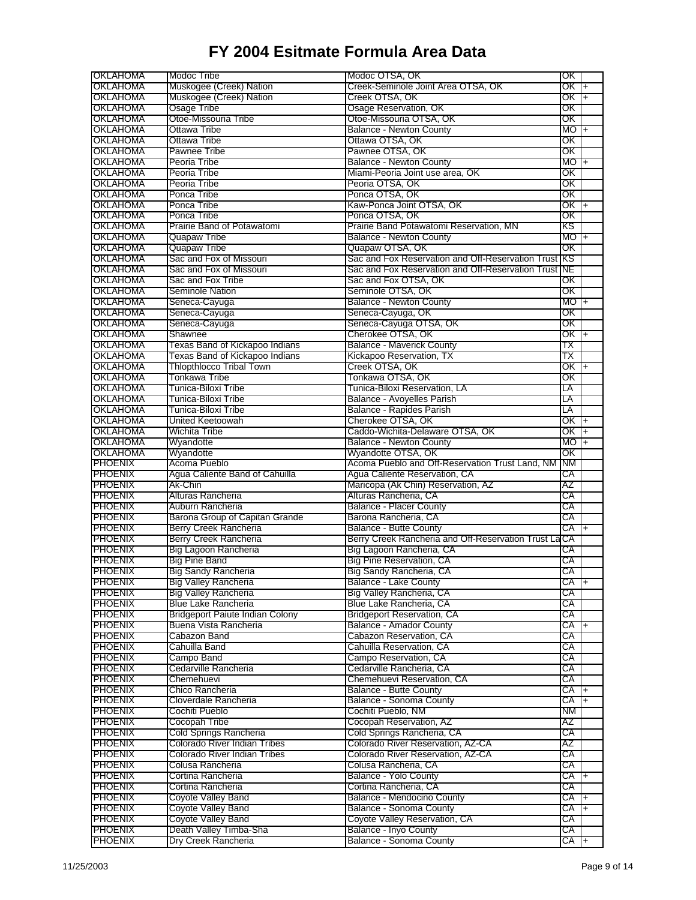# FY 2004 Esitmate Formula Area Data

| | | | | |
|---|---|---|---|---|
| OKLAHOMA | Modoc Tribe | Modoc OTSA, OK | OK | |
| OKLAHOMA | Muskogee (Creek) Nation | Creek-Seminole Joint Area OTSA, OK | OK | + |
| OKLAHOMA | Muskogee (Creek) Nation | Creek OTSA, OK | OK | + |
| OKLAHOMA | Osage Tribe | Osage Reservation, OK | OK | |
| OKLAHOMA | Otoe-Missouria Tribe | Otoe-Missouria OTSA, OK | OK | |
| OKLAHOMA | Ottawa Tribe | Balance - Newton County | MO | + |
| OKLAHOMA | Ottawa Tribe | Ottawa OTSA, OK | OK | |
| OKLAHOMA | Pawnee Tribe | Pawnee OTSA, OK | OK | |
| OKLAHOMA | Peoria Tribe | Balance - Newton County | MO | + |
| OKLAHOMA | Peoria Tribe | Miami-Peoria Joint use area, OK | OK | |
| OKLAHOMA | Peoria Tribe | Peoria OTSA, OK | OK | |
| OKLAHOMA | Ponca Tribe | Ponca OTSA, OK | OK | |
| OKLAHOMA | Ponca Tribe | Kaw-Ponca Joint OTSA, OK | OK | + |
| OKLAHOMA | Ponca Tribe | Ponca OTSA, OK | OK | |
| OKLAHOMA | Prairie Band of Potawatomi | Prairie Band Potawatomi Reservation, MN | KS | |
| OKLAHOMA | Quapaw Tribe | Balance - Newton County | MO | + |
| OKLAHOMA | Quapaw Tribe | Quapaw OTSA, OK | OK | |
| OKLAHOMA | Sac and Fox of Missouri | Sac and Fox Reservation and Off-Reservation Trust | KS | |
| OKLAHOMA | Sac and Fox of Missouri | Sac and Fox Reservation and Off-Reservation Trust | NE | |
| OKLAHOMA | Sac and Fox Tribe | Sac and Fox OTSA, OK | OK | |
| OKLAHOMA | Seminole Nation | Seminole OTSA, OK | OK | |
| OKLAHOMA | Seneca-Cayuga | Balance - Newton County | MO | + |
| OKLAHOMA | Seneca-Cayuga | Seneca-Cayuga, OK | OK | |
| OKLAHOMA | Seneca-Cayuga | Seneca-Cayuga OTSA, OK | OK | |
| OKLAHOMA | Shawnee | Cherokee OTSA, OK | OK | + |
| OKLAHOMA | Texas Band of Kickapoo Indians | Balance - Maverick County | TX | |
| OKLAHOMA | Texas Band of Kickapoo Indians | Kickapoo Reservation, TX | TX | |
| OKLAHOMA | Thlopthlocco Tribal Town | Creek OTSA, OK | OK | + |
| OKLAHOMA | Tonkawa Tribe | Tonkawa OTSA, OK | OK | |
| OKLAHOMA | Tunica-Biloxi Tribe | Tunica-Biloxi Reservation, LA | LA | |
| OKLAHOMA | Tunica-Biloxi Tribe | Balance - Avoyelles Parish | LA | |
| OKLAHOMA | Tunica-Biloxi Tribe | Balance - Rapides Parish | LA | |
| OKLAHOMA | United Keetoowah | Cherokee OTSA, OK | OK | + |
| OKLAHOMA | Wichita Tribe | Caddo-Wichita-Delaware OTSA, OK | OK | + |
| OKLAHOMA | Wyandotte | Balance - Newton County | MO | + |
| OKLAHOMA | Wyandotte | Wyandotte OTSA, OK | OK | |
| PHOENIX | Acoma Pueblo | Acoma Pueblo and Off-Reservation Trust Land, NM | NM | |
| PHOENIX | Agua Caliente Band of Cahuilla | Agua Caliente Reservation, CA | CA | |
| PHOENIX | Ak-Chin | Maricopa (Ak Chin) Reservation, AZ | AZ | |
| PHOENIX | Alturas Rancheria | Alturas Rancheria, CA | CA | |
| PHOENIX | Auburn Rancheria | Balance - Placer County | CA | |
| PHOENIX | Barona Group of Capitan Grande | Barona Rancheria, CA | CA | |
| PHOENIX | Berry Creek Rancheria | Balance - Butte County | CA | + |
| PHOENIX | Berry Creek Rancheria | Berry Creek Rancheria and Off-Reservation Trust La | CA | |
| PHOENIX | Big Lagoon Rancheria | Big Lagoon Rancheria, CA | CA | |
| PHOENIX | Big Pine Band | Big Pine Reservation, CA | CA | |
| PHOENIX | Big Sandy Rancheria | Big Sandy Rancheria, CA | CA | |
| PHOENIX | Big Valley Rancheria | Balance - Lake County | CA | + |
| PHOENIX | Big Valley Rancheria | Big Valley Rancheria, CA | CA | |
| PHOENIX | Blue Lake Rancheria | Blue Lake Rancheria, CA | CA | |
| PHOENIX | Bridgeport Paiute Indian Colony | Bridgeport Reservation, CA | CA | |
| PHOENIX | Buena Vista Rancheria | Balance - Amador County | CA | + |
| PHOENIX | Cabazon Band | Cabazon Reservation, CA | CA | |
| PHOENIX | Cahuilla Band | Cahuilla Reservation, CA | CA | |
| PHOENIX | Campo Band | Campo Reservation, CA | CA | |
| PHOENIX | Cedarville Rancheria | Cedarville Rancheria, CA | CA | |
| PHOENIX | Chemehuevi | Chemehuevi Reservation, CA | CA | |
| PHOENIX | Chico Rancheria | Balance - Butte County | CA | + |
| PHOENIX | Cloverdale Rancheria | Balance - Sonoma County | CA | + |
| PHOENIX | Cochiti Pueblo | Cochiti Pueblo, NM | NM | |
| PHOENIX | Cocopah Tribe | Cocopah Reservation, AZ | AZ | |
| PHOENIX | Cold Springs Rancheria | Cold Springs Rancheria, CA | CA | |
| PHOENIX | Colorado River Indian Tribes | Colorado River Reservation, AZ-CA | AZ | |
| PHOENIX | Colorado River Indian Tribes | Colorado River Reservation, AZ-CA | CA | |
| PHOENIX | Colusa Rancheria | Colusa Rancheria, CA | CA | |
| PHOENIX | Cortina Rancheria | Balance - Yolo County | CA | + |
| PHOENIX | Cortina Rancheria | Cortina Rancheria, CA | CA | |
| PHOENIX | Coyote Valley Band | Balance - Mendocino County | CA | + |
| PHOENIX | Coyote Valley Band | Balance - Sonoma County | CA | + |
| PHOENIX | Coyote Valley Band | Coyote Valley Reservation, CA | CA | |
| PHOENIX | Death Valley Timba-Sha | Balance - Inyo County | CA | |
| PHOENIX | Dry Creek Rancheria | Balance - Sonoma County | CA | + |

11/25/2003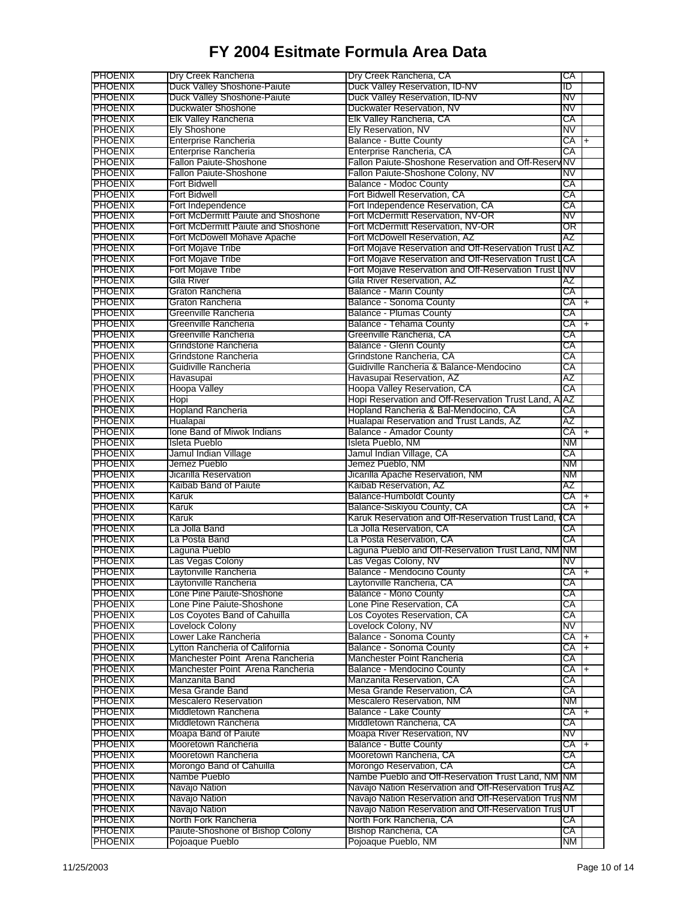# FY 2004 Esitmate Formula Area Data

| | | | | |
|---|---|---|---|---|
| PHOENIX | Dry Creek Rancheria | Dry Creek Rancheria, CA | CA | |
| PHOENIX | Duck Valley Shoshone-Paiute | Duck Valley Reservation, ID-NV | ID | |
| PHOENIX | Duck Valley Shoshone-Paiute | Duck Valley Reservation, ID-NV | NV | |
| PHOENIX | Duckwater Shoshone | Duckwater Reservation, NV | NV | |
| PHOENIX | Elk Valley Rancheria | Elk Valley Rancheria, CA | CA | |
| PHOENIX | Ely Shoshone | Ely Reservation, NV | NV | |
| PHOENIX | Enterprise Rancheria | Balance - Butte County | CA | + |
| PHOENIX | Enterprise Rancheria | Enterprise Rancheria, CA | CA | |
| PHOENIX | Fallon Paiute-Shoshone | Fallon Paiute-Shoshone Reservation and Off-Reserv | NV | |
| PHOENIX | Fallon Paiute-Shoshone | Fallon Paiute-Shoshone Colony, NV | NV | |
| PHOENIX | Fort Bidwell | Balance - Modoc County | CA | |
| PHOENIX | Fort Bidwell | Fort Bidwell Reservation, CA | CA | |
| PHOENIX | Fort Independence | Fort Independence Reservation, CA | CA | |
| PHOENIX | Fort McDermitt Paiute and Shoshone | Fort McDermitt Reservation, NV-OR | NV | |
| PHOENIX | Fort McDermitt Paiute and Shoshone | Fort McDermitt Reservation, NV-OR | OR | |
| PHOENIX | Fort McDowell Mohave Apache | Fort McDowell Reservation, AZ | AZ | |
| PHOENIX | Fort Mojave Tribe | Fort Mojave Reservation and Off-Reservation Trust L | AZ | |
| PHOENIX | Fort Mojave Tribe | Fort Mojave Reservation and Off-Reservation Trust L | CA | |
| PHOENIX | Fort Mojave Tribe | Fort Mojave Reservation and Off-Reservation Trust L | NV | |
| PHOENIX | Gila River | Gila River Reservation, AZ | AZ | |
| PHOENIX | Graton Rancheria | Balance - Marin County | CA | |
| PHOENIX | Graton Rancheria | Balance - Sonoma County | CA | + |
| PHOENIX | Greenville Rancheria | Balance - Plumas County | CA | |
| PHOENIX | Greenville Rancheria | Balance - Tehama County | CA | + |
| PHOENIX | Greenville Rancheria | Greenville Rancheria, CA | CA | |
| PHOENIX | Grindstone Rancheria | Balance - Glenn County | CA | |
| PHOENIX | Grindstone Rancheria | Grindstone Rancheria, CA | CA | |
| PHOENIX | Guidiville Rancheria | Guidiville Rancheria & Balance-Mendocino | CA | |
| PHOENIX | Havasupai | Havasupai Reservation, AZ | AZ | |
| PHOENIX | Hoopa Valley | Hoopa Valley Reservation, CA | CA | |
| PHOENIX | Hopi | Hopi Reservation and Off-Reservation Trust Land, A | AZ | |
| PHOENIX | Hopland Rancheria | Hopland Rancheria & Bal-Mendocino, CA | CA | |
| PHOENIX | Hualapai | Hualapai Reservation and Trust Lands, AZ | AZ | |
| PHOENIX | Ione Band of Miwok Indians | Balance - Amador County | CA | + |
| PHOENIX | Isleta Pueblo | Isleta Pueblo, NM | NM | |
| PHOENIX | Jamul Indian Village | Jamul Indian Village, CA | CA | |
| PHOENIX | Jemez Pueblo | Jemez Pueblo, NM | NM | |
| PHOENIX | Jicarilla Reservation | Jicarilla Apache Reservation, NM | NM | |
| PHOENIX | Kaibab Band of Paiute | Kaibab Reservation, AZ | AZ | |
| PHOENIX | Karuk | Balance-Humboldt County | CA | + |
| PHOENIX | Karuk | Balance-Siskiyou County, CA | CA | + |
| PHOENIX | Karuk | Karuk Reservation and Off-Reservation Trust Land, ( | CA | |
| PHOENIX | La Jolla Band | La Jolla Reservation, CA | CA | |
| PHOENIX | La Posta Band | La Posta Reservation, CA | CA | |
| PHOENIX | Laguna Pueblo | Laguna Pueblo and Off-Reservation Trust Land, NM | NM | |
| PHOENIX | Las Vegas Colony | Las Vegas Colony, NV | NV | |
| PHOENIX | Laytonville Rancheria | Balance - Mendocino County | CA | + |
| PHOENIX | Laytonville Rancheria | Laytonville Rancheria, CA | CA | |
| PHOENIX | Lone Pine Paiute-Shoshone | Balance - Mono County | CA | |
| PHOENIX | Lone Pine Paiute-Shoshone | Lone Pine Reservation, CA | CA | |
| PHOENIX | Los Coyotes Band of Cahuilla | Los Coyotes Reservation, CA | CA | |
| PHOENIX | Lovelock Colony | Lovelock Colony, NV | NV | |
| PHOENIX | Lower Lake Rancheria | Balance - Sonoma County | CA | + |
| PHOENIX | Lytton Rancheria of California | Balance - Sonoma County | CA | + |
| PHOENIX | Manchester Point Arena Rancheria | Manchester Point Rancheria | CA | |
| PHOENIX | Manchester Point Arena Rancheria | Balance - Mendocino County | CA | + |
| PHOENIX | Manzanita Band | Manzanita Reservation, CA | CA | |
| PHOENIX | Mesa Grande Band | Mesa Grande Reservation, CA | CA | |
| PHOENIX | Mescalero Reservation | Mescalero Reservation, NM | NM | |
| PHOENIX | Middletown Rancheria | Balance - Lake County | CA | + |
| PHOENIX | Middletown Rancheria | Middletown Rancheria, CA | CA | |
| PHOENIX | Moapa Band of Paiute | Moapa River Reservation, NV | NV | |
| PHOENIX | Mooretown Rancheria | Balance - Butte County | CA | + |
| PHOENIX | Mooretown Rancheria | Mooretown Rancheria, CA | CA | |
| PHOENIX | Morongo Band of Cahuilla | Morongo Reservation, CA | CA | |
| PHOENIX | Nambe Pueblo | Nambe Pueblo and Off-Reservation Trust Land, NM | NM | |
| PHOENIX | Navajo Nation | Navajo Nation Reservation and Off-Reservation Trus | AZ | |
| PHOENIX | Navajo Nation | Navajo Nation Reservation and Off-Reservation Trus | NM | |
| PHOENIX | Navajo Nation | Navajo Nation Reservation and Off-Reservation Trus | UT | |
| PHOENIX | North Fork Rancheria | North Fork Rancheria, CA | CA | |
| PHOENIX | Paiute-Shoshone of Bishop Colony | Bishop Rancheria, CA | CA | |
| PHOENIX | Pojoaque Pueblo | Pojoaque Pueblo, NM | NM | |

11/25/2003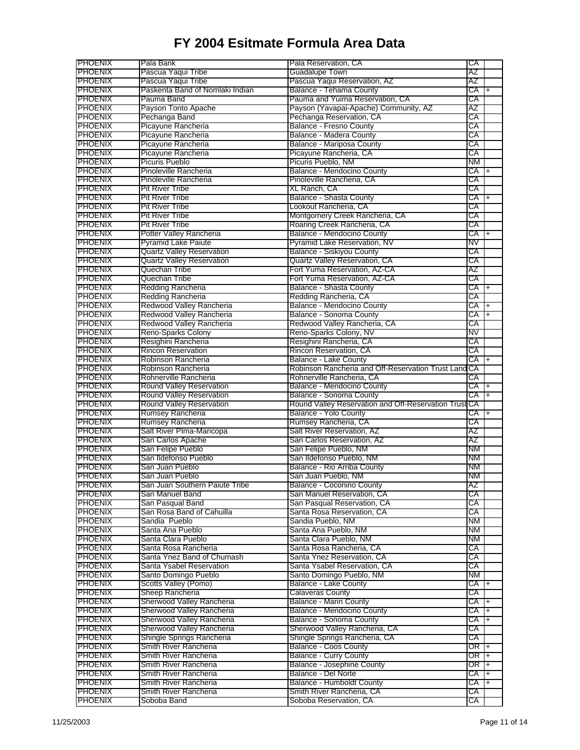# FY 2004 Esitmate Formula Area Data

| | | | | |
|---|---|---|---|---|
| PHOENIX | Pala Bank | Pala Reservation, CA | CA | |
| PHOENIX | Pascua Yaqui Tribe | Guadalupe Town | AZ | |
| PHOENIX | Pascua Yaqui Tribe | Pascua Yaqui Reservation, AZ | AZ | |
| PHOENIX | Paskenta Band of Nomlaki Indian | Balance - Tehama County | CA | + |
| PHOENIX | Pauma Band | Pauma and Yuima Reservation, CA | CA | |
| PHOENIX | Payson Tonto Apache | Payson (Yavapai-Apache) Community, AZ | AZ | |
| PHOENIX | Pechanga Band | Pechanga Reservation, CA | CA | |
| PHOENIX | Picayune Rancheria | Balance - Fresno County | CA | |
| PHOENIX | Picayune Rancheria | Balance - Madera County | CA | |
| PHOENIX | Picayune Rancheria | Balance - Mariposa County | CA | |
| PHOENIX | Picayune Rancheria | Picayune Rancheria, CA | CA | |
| PHOENIX | Picuris Pueblo | Picuris Pueblo, NM | NM | |
| PHOENIX | Pinoleville Rancheria | Balance - Mendocino County | CA | + |
| PHOENIX | Pinoleville Rancheria | Pinoleville Rancheria, CA | CA | |
| PHOENIX | Pit River Tribe | XL Ranch, CA | CA | |
| PHOENIX | Pit River Tribe | Balance - Shasta County | CA | + |
| PHOENIX | Pit River Tribe | Lookout Rancheria, CA | CA | |
| PHOENIX | Pit River Tribe | Montgomery Creek Rancheria, CA | CA | |
| PHOENIX | Pit River Tribe | Roaring Creek Rancheria, CA | CA | |
| PHOENIX | Potter Valley Rancheria | Balance - Mendocino County | CA | + |
| PHOENIX | Pyramid Lake Paiute | Pyramid Lake Reservation, NV | NV | |
| PHOENIX | Quartz Valley Reservation | Balance - Siskiyou County | CA | |
| PHOENIX | Quartz Valley Reservation | Quartz Valley Reservation, CA | CA | |
| PHOENIX | Quechan Tribe | Fort Yuma Reservation, AZ-CA | AZ | |
| PHOENIX | Quechan Tribe | Fort Yuma Reservation, AZ-CA | CA | |
| PHOENIX | Redding Rancheria | Balance - Shasta County | CA | + |
| PHOENIX | Redding Rancheria | Redding Rancheria, CA | CA | |
| PHOENIX | Redwood Valley Rancheria | Balance - Mendocino County | CA | + |
| PHOENIX | Redwood Valley Rancheria | Balance - Sonoma County | CA | + |
| PHOENIX | Redwood Valley Rancheria | Redwood Valley Rancheria, CA | CA | |
| PHOENIX | Reno-Sparks Colony | Reno-Sparks Colony, NV | NV | |
| PHOENIX | Resighini Rancheria | Resighini Rancheria, CA | CA | |
| PHOENIX | Rincon Reservation | Rincon Reservation, CA | CA | |
| PHOENIX | Robinson Rancheria | Balance - Lake County | CA | + |
| PHOENIX | Robinson Rancheria | Robinson Rancheria and Off-Reservation Trust Land | CA | |
| PHOENIX | Rohnerville Rancheria | Rohnerville Rancheria, CA | CA | |
| PHOENIX | Round Valley Reservation | Balance - Mendocino County | CA | + |
| PHOENIX | Round Valley Reservation | Balance - Sonoma County | CA | + |
| PHOENIX | Round Valley Reservation | Round Valley Reservation and Off-Reservation Trust | CA | |
| PHOENIX | Rumsey Rancheria | Balance - Yolo County | CA | + |
| PHOENIX | Rumsey Rancheria | Rumsey Rancheria, CA | CA | |
| PHOENIX | Salt River PIma-Maricopa | Salt River Reservation, AZ | AZ | |
| PHOENIX | San Carlos Apache | San Carlos Reservation, AZ | AZ | |
| PHOENIX | San Felipe Pueblo | San Felipe Pueblo, NM | NM | |
| PHOENIX | San Ildefonso Pueblo | San Ildefonso Pueblo, NM | NM | |
| PHOENIX | San Juan Pueblo | Balance - Rio Arriba County | NM | |
| PHOENIX | San Juan Pueblo | San Juan Pueblo, NM | NM | |
| PHOENIX | San Juan Southern Paiute Tribe | Balance - Coconino County | AZ | |
| PHOENIX | San Manuel Band | San Manuel Reservation, CA | CA | |
| PHOENIX | San Pasqual Band | San Pasqual Reservation, CA | CA | |
| PHOENIX | San Rosa Band of Cahuilla | Santa Rosa Reservation, CA | CA | |
| PHOENIX | Sandia Pueblo | Sandia Pueblo, NM | NM | |
| PHOENIX | Santa Ana Pueblo | Santa Ana Pueblo, NM | NM | |
| PHOENIX | Santa Clara Pueblo | Santa Clara Pueblo, NM | NM | |
| PHOENIX | Santa Rosa Rancheria | Santa Rosa Rancheria, CA | CA | |
| PHOENIX | Santa Ynez Band of Chumash | Santa Ynez Reservation, CA | CA | |
| PHOENIX | Santa Ysabel Reservation | Santa Ysabel Reservation, CA | CA | |
| PHOENIX | Santo Domingo Pueblo | Santo Domingo Pueblo, NM | NM | |
| PHOENIX | Scotts Valley (Pomo) | Balance - Lake County | CA | + |
| PHOENIX | Sheep Rancheria | Calaveras County | CA | |
| PHOENIX | Sherwood Valley Rancheria | Balance - Marin County | CA | + |
| PHOENIX | Sherwood Valley Rancheria | Balance - Mendocino County | CA | + |
| PHOENIX | Sherwood Valley Rancheria | Balance - Sonoma County | CA | + |
| PHOENIX | Sherwood Valley Rancheria | Sherwood Valley Rancheria, CA | CA | |
| PHOENIX | Shingle Springs Rancheria | Shingle Springs Rancheria, CA | CA | |
| PHOENIX | Smith River Rancheria | Balance - Coos County | OR | + |
| PHOENIX | Smith River Rancheria | Balance - Curry County | OR | + |
| PHOENIX | Smith River Rancheria | Balance - Josephine County | OR | + |
| PHOENIX | Smith River Rancheria | Balance - Del Norte | CA | + |
| PHOENIX | Smith River Rancheria | Balance - Humboldt County | CA | + |
| PHOENIX | Smith River Rancheria | Smith River Rancheria, CA | CA | |
| PHOENIX | Soboba Band | Soboba Reservation, CA | CA | |

11/25/2003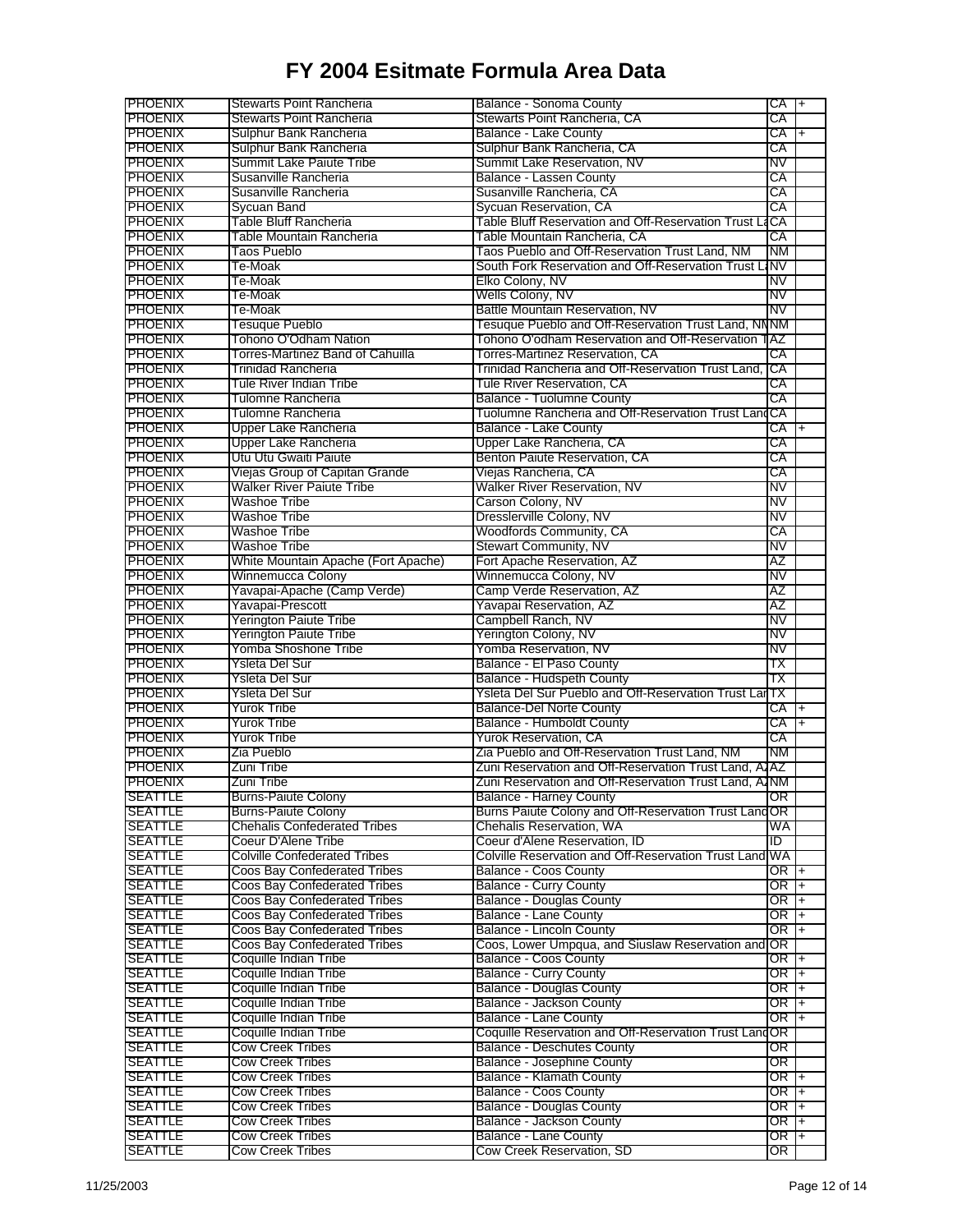# FY 2004 Esitmate Formula Area Data

| | | | | |
|---|---|---|---|---|
| PHOENIX | Stewarts Point Rancheria | Balance - Sonoma County | CA | + |
| PHOENIX | Stewarts Point Rancheria | Stewarts Point Rancheria, CA | CA | |
| PHOENIX | Sulphur Bank Rancheria | Balance - Lake County | CA | + |
| PHOENIX | Sulphur Bank Rancheria | Sulphur Bank Rancheria, CA | CA | |
| PHOENIX | Summit Lake Paiute Tribe | Summit Lake Reservation, NV | NV | |
| PHOENIX | Susanville Rancheria | Balance - Lassen County | CA | |
| PHOENIX | Susanville Rancheria | Susanville Rancheria, CA | CA | |
| PHOENIX | Sycuan Band | Sycuan Reservation, CA | CA | |
| PHOENIX | Table Bluff Rancheria | Table Bluff Reservation and Off-Reservation Trust La | CA | |
| PHOENIX | Table Mountain Rancheria | Table Mountain Rancheria, CA | CA | |
| PHOENIX | Taos Pueblo | Taos Pueblo and Off-Reservation Trust Land, NM | NM | |
| PHOENIX | Te-Moak | South Fork Reservation and Off-Reservation Trust La | NV | |
| PHOENIX | Te-Moak | Elko Colony, NV | NV | |
| PHOENIX | Te-Moak | Wells Colony, NV | NV | |
| PHOENIX | Te-Moak | Battle Mountain Reservation, NV | NV | |
| PHOENIX | Tesuque Pueblo | Tesuque Pueblo and Off-Reservation Trust Land, NM | NM | |
| PHOENIX | Tohono O'Odham Nation | Tohono O'odham Reservation and Off-Reservation T | AZ | |
| PHOENIX | Torres-Martinez Band of Cahuilla | Torres-Martinez Reservation, CA | CA | |
| PHOENIX | Trinidad Rancheria | Trinidad Rancheria and Off-Reservation Trust Land, | CA | |
| PHOENIX | Tule River Indian Tribe | Tule River Reservation, CA | CA | |
| PHOENIX | Tulomne Rancheria | Balance - Tuolumne County | CA | |
| PHOENIX | Tulomne Rancheria | Tuolumne Rancheria and Off-Reservation Trust Land | CA | |
| PHOENIX | Upper Lake Rancheria | Balance - Lake County | CA | + |
| PHOENIX | Upper Lake Rancheria | Upper Lake Rancheria, CA | CA | |
| PHOENIX | Utu Utu Gwaiti Paiute | Benton Paiute Reservation, CA | CA | |
| PHOENIX | Viejas Group of Capitan Grande | Viejas Rancheria, CA | CA | |
| PHOENIX | Walker River Paiute Tribe | Walker River Reservation, NV | NV | |
| PHOENIX | Washoe Tribe | Carson Colony, NV | NV | |
| PHOENIX | Washoe Tribe | Dresslerville Colony, NV | NV | |
| PHOENIX | Washoe Tribe | Woodfords Community, CA | CA | |
| PHOENIX | Washoe Tribe | Stewart Community, NV | NV | |
| PHOENIX | White Mountain Apache (Fort Apache) | Fort Apache Reservation, AZ | AZ | |
| PHOENIX | Winnemucca Colony | Winnemucca Colony, NV | NV | |
| PHOENIX | Yavapai-Apache (Camp Verde) | Camp Verde Reservation, AZ | AZ | |
| PHOENIX | Yavapai-Prescott | Yavapai Reservation, AZ | AZ | |
| PHOENIX | Yerington Paiute Tribe | Campbell Ranch, NV | NV | |
| PHOENIX | Yerington Paiute Tribe | Yerington Colony, NV | NV | |
| PHOENIX | Yomba Shoshone Tribe | Yomba Reservation, NV | NV | |
| PHOENIX | Ysleta Del Sur | Balance - El Paso County | TX | |
| PHOENIX | Ysleta Del Sur | Balance - Hudspeth County | TX | |
| PHOENIX | Ysleta Del Sur | Ysleta Del Sur Pueblo and Off-Reservation Trust Lan | TX | |
| PHOENIX | Yurok Tribe | Balance-Del Norte County | CA | + |
| PHOENIX | Yurok Tribe | Balance - Humboldt County | CA | + |
| PHOENIX | Yurok Tribe | Yurok Reservation, CA | CA | |
| PHOENIX | Zia Pueblo | Zia Pueblo and Off-Reservation Trust Land, NM | NM | |
| PHOENIX | Zuni Tribe | Zuni Reservation and Off-Reservation Trust Land, AZ | AZ | |
| PHOENIX | Zuni Tribe | Zuni Reservation and Off-Reservation Trust Land, AZ | NM | |
| SEATTLE | Burns-Paiute Colony | Balance - Harney County | OR | |
| SEATTLE | Burns-Paiute Colony | Burns Paiute Colony and Off-Reservation Trust Land | OR | |
| SEATTLE | Chehalis Confederated Tribes | Chehalis Reservation, WA | WA | |
| SEATTLE | Coeur D'Alene Tribe | Coeur d'Alene Reservation, ID | ID | |
| SEATTLE | Colville Confederated Tribes | Colville Reservation and Off-Reservation Trust Land | WA | |
| SEATTLE | Coos Bay Confederated Tribes | Balance - Coos County | OR | + |
| SEATTLE | Coos Bay Confederated Tribes | Balance - Curry County | OR | + |
| SEATTLE | Coos Bay Confederated Tribes | Balance - Douglas County | OR | + |
| SEATTLE | Coos Bay Confederated Tribes | Balance - Lane County | OR | + |
| SEATTLE | Coos Bay Confederated Tribes | Balance - Lincoln County | OR | + |
| SEATTLE | Coos Bay Confederated Tribes | Coos, Lower Umpqua, and Siuslaw Reservation and | OR | |
| SEATTLE | Coquille Indian Tribe | Balance - Coos County | OR | + |
| SEATTLE | Coquille Indian Tribe | Balance - Curry County | OR | + |
| SEATTLE | Coquille Indian Tribe | Balance - Douglas County | OR | + |
| SEATTLE | Coquille Indian Tribe | Balance - Jackson County | OR | + |
| SEATTLE | Coquille Indian Tribe | Balance - Lane County | OR | + |
| SEATTLE | Coquille Indian Tribe | Coquille Reservation and Off-Reservation Trust Land | OR | |
| SEATTLE | Cow Creek Tribes | Balance - Deschutes County | OR | |
| SEATTLE | Cow Creek Tribes | Balance - Josephine County | OR | |
| SEATTLE | Cow Creek Tribes | Balance - Klamath County | OR | + |
| SEATTLE | Cow Creek Tribes | Balance - Coos County | OR | + |
| SEATTLE | Cow Creek Tribes | Balance - Douglas County | OR | + |
| SEATTLE | Cow Creek Tribes | Balance - Jackson County | OR | + |
| SEATTLE | Cow Creek Tribes | Balance - Lane County | OR | + |
| SEATTLE | Cow Creek Tribes | Cow Creek Reservation, SD | OR | |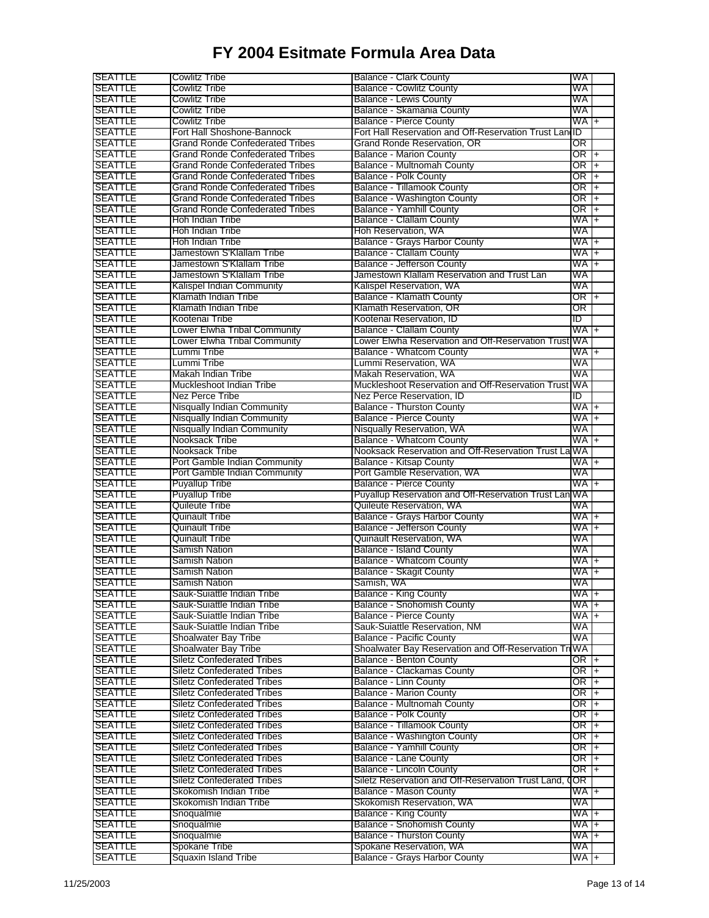# FY 2004 Esitmate Formula Area Data

| | | | | |
|---|---|---|---|---|
| SEATTLE | Cowlitz Tribe | Balance - Clark County | WA | |
| SEATTLE | Cowlitz Tribe | Balance - Cowlitz County | WA | |
| SEATTLE | Cowlitz Tribe | Balance - Lewis County | WA | |
| SEATTLE | Cowlitz Tribe | Balance - Skamania County | WA | |
| SEATTLE | Cowlitz Tribe | Balance - Pierce County | WA | + |
| SEATTLE | Fort Hall Shoshone-Bannock | Fort Hall Reservation and Off-Reservation Trust Lan | ID | |
| SEATTLE | Grand Ronde Confederated Tribes | Grand Ronde Reservation, OR | OR | |
| SEATTLE | Grand Ronde Confederated Tribes | Balance - Marion County | OR | + |
| SEATTLE | Grand Ronde Confederated Tribes | Balance - Multnomah County | OR | + |
| SEATTLE | Grand Ronde Confederated Tribes | Balance - Polk County | OR | + |
| SEATTLE | Grand Ronde Confederated Tribes | Balance - Tillamook County | OR | + |
| SEATTLE | Grand Ronde Confederated Tribes | Balance - Washington County | OR | + |
| SEATTLE | Grand Ronde Confederated Tribes | Balance - Yamhill County | OR | + |
| SEATTLE | Hoh Indian Tribe | Balance - Clallam County | WA | + |
| SEATTLE | Hoh Indian Tribe | Hoh Reservation, WA | WA | |
| SEATTLE | Hoh Indian Tribe | Balance - Grays Harbor County | WA | + |
| SEATTLE | Jamestown S'Klallam Tribe | Balance - Clallam County | WA | + |
| SEATTLE | Jamestown S'Klallam Tribe | Balance - Jefferson County | WA | + |
| SEATTLE | Jamestown S'Klallam Tribe | Jamestown Klallam Reservation and Trust Lan | WA | |
| SEATTLE | Kalispel Indian Community | Kalispel Reservation, WA | WA | |
| SEATTLE | Klamath Indian Tribe | Balance - Klamath County | OR | + |
| SEATTLE | Klamath Indian Tribe | Klamath Reservation, OR | OR | |
| SEATTLE | Kootenai Tribe | Kootenai Reservation, ID | ID | |
| SEATTLE | Lower Elwha Tribal Community | Balance - Clallam County | WA | + |
| SEATTLE | Lower Elwha Tribal Community | Lower Elwha Reservation and Off-Reservation Trust | WA | |
| SEATTLE | Lummi Tribe | Balance - Whatcom County | WA | + |
| SEATTLE | Lummi Tribe | Lummi Reservation, WA | WA | |
| SEATTLE | Makah Indian Tribe | Makah Reservation, WA | WA | |
| SEATTLE | Muckleshoot Indian Tribe | Muckleshoot Reservation and Off-Reservation Trust | WA | |
| SEATTLE | Nez Perce Tribe | Nez Perce Reservation, ID | ID | |
| SEATTLE | Nisqually Indian Community | Balance - Thurston County | WA | + |
| SEATTLE | Nisqually Indian Community | Balance - Pierce County | WA | + |
| SEATTLE | Nisqually Indian Community | Nisqually Reservation, WA | WA | |
| SEATTLE | Nooksack Tribe | Balance - Whatcom County | WA | + |
| SEATTLE | Nooksack Tribe | Nooksack Reservation and Off-Reservation Trust La | WA | |
| SEATTLE | Port Gamble Indian Community | Balance - Kitsap County | WA | + |
| SEATTLE | Port Gamble Indian Community | Port Gamble Reservation, WA | WA | |
| SEATTLE | Puyallup Tribe | Balance - Pierce County | WA | + |
| SEATTLE | Puyallup Tribe | Puyallup Reservation and Off-Reservation Trust Lan | WA | |
| SEATTLE | Quileute Tribe | Quileute Reservation, WA | WA | |
| SEATTLE | Quinault Tribe | Balance - Grays Harbor County | WA | + |
| SEATTLE | Quinault Tribe | Balance - Jefferson County | WA | + |
| SEATTLE | Quinault Tribe | Quinault Reservation, WA | WA | |
| SEATTLE | Samish Nation | Balance - Island County | WA | |
| SEATTLE | Samish Nation | Balance - Whatcom County | WA | + |
| SEATTLE | Samish Nation | Balance - Skagit County | WA | + |
| SEATTLE | Samish Nation | Samish, WA | WA | |
| SEATTLE | Sauk-Suiattle Indian Tribe | Balance - King County | WA | + |
| SEATTLE | Sauk-Suiattle Indian Tribe | Balance - Snohomish County | WA | + |
| SEATTLE | Sauk-Suiattle Indian Tribe | Balance - Pierce County | WA | + |
| SEATTLE | Sauk-Suiattle Indian Tribe | Sauk-Suiattle Reservation, NM | WA | |
| SEATTLE | Shoalwater Bay Tribe | Balance - Pacific County | WA | |
| SEATTLE | Shoalwater Bay Tribe | Shoalwater Bay Reservation and Off-Reservation Tr | WA | |
| SEATTLE | Siletz Confederated Tribes | Balance - Benton County | OR | + |
| SEATTLE | Siletz Confederated Tribes | Balance - Clackamas County | OR | + |
| SEATTLE | Siletz Confederated Tribes | Balance - Linn County | OR | + |
| SEATTLE | Siletz Confederated Tribes | Balance - Marion County | OR | + |
| SEATTLE | Siletz Confederated Tribes | Balance - Multnomah County | OR | + |
| SEATTLE | Siletz Confederated Tribes | Balance - Polk County | OR | + |
| SEATTLE | Siletz Confederated Tribes | Balance - Tillamook County | OR | + |
| SEATTLE | Siletz Confederated Tribes | Balance - Washington County | OR | + |
| SEATTLE | Siletz Confederated Tribes | Balance - Yamhill County | OR | + |
| SEATTLE | Siletz Confederated Tribes | Balance - Lane County | OR | + |
| SEATTLE | Siletz Confederated Tribes | Balance - Lincoln County | OR | + |
| SEATTLE | Siletz Confederated Tribes | Siletz Reservation and Off-Reservation Trust Land, ( | OR | |
| SEATTLE | Skokomish Indian Tribe | Balance - Mason County | WA | + |
| SEATTLE | Skokomish Indian Tribe | Skokomish Reservation, WA | WA | |
| SEATTLE | Snoqualmie | Balance - King County | WA | + |
| SEATTLE | Snoqualmie | Balance - Snohomish County | WA | + |
| SEATTLE | Snoqualmie | Balance - Thurston County | WA | + |
| SEATTLE | Spokane Tribe | Spokane Reservation, WA | WA | |
| SEATTLE | Squaxin Island Tribe | Balance - Grays Harbor County | WA | + |

11/25/2003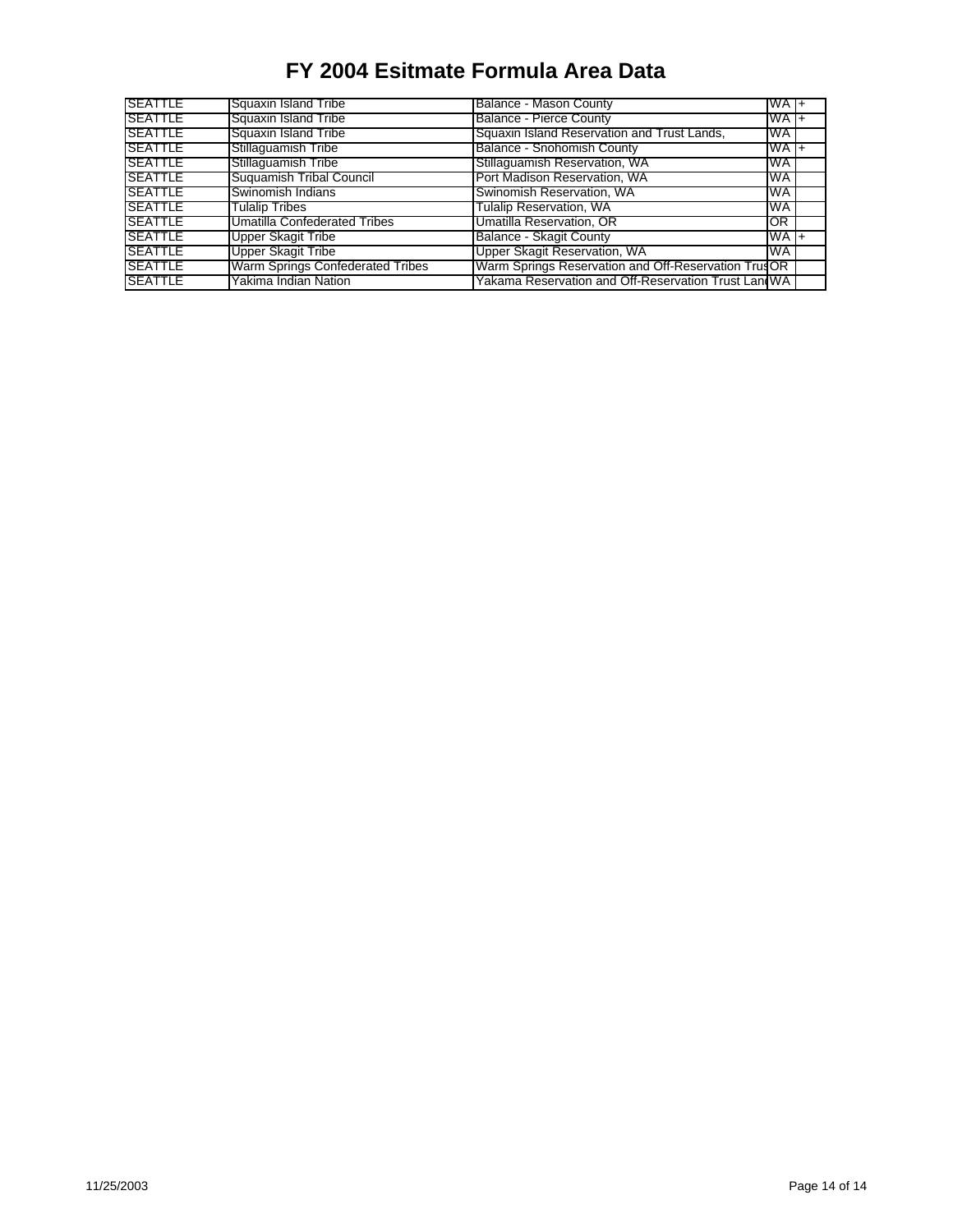# FY 2004 Esitmate Formula Area Data

| | | | | |
|---|---|---|---|---|
| SEATTLE | Squaxin Island Tribe | Balance - Mason County | WA | + |
| SEATTLE | Squaxin Island Tribe | Balance - Pierce County | WA | + |
| SEATTLE | Squaxin Island Tribe | Squaxin Island Reservation and Trust Lands, | WA | |
| SEATTLE | Stillaguamish Tribe | Balance - Snohomish County | WA | + |
| SEATTLE | Stillaguamish Tribe | Stillaguamish Reservation, WA | WA | |
| SEATTLE | Suquamish Tribal Council | Port Madison Reservation, WA | WA | |
| SEATTLE | Swinomish Indians | Swinomish Reservation, WA | WA | |
| SEATTLE | Tulalip Tribes | Tulalip Reservation, WA | WA | |
| SEATTLE | Umatilla Confederated Tribes | Umatilla Reservation, OR | OR | |
| SEATTLE | Upper Skagit Tribe | Balance - Skagit County | WA | + |
| SEATTLE | Upper Skagit Tribe | Upper Skagit Reservation, WA | WA | |
| SEATTLE | Warm Springs Confederated Tribes | Warm Springs Reservation and Off-Reservation Trus | OR | |
| SEATTLE | Yakima Indian Nation | Yakama Reservation and Off-Reservation Trust Lan | WA | |

11/25/2003